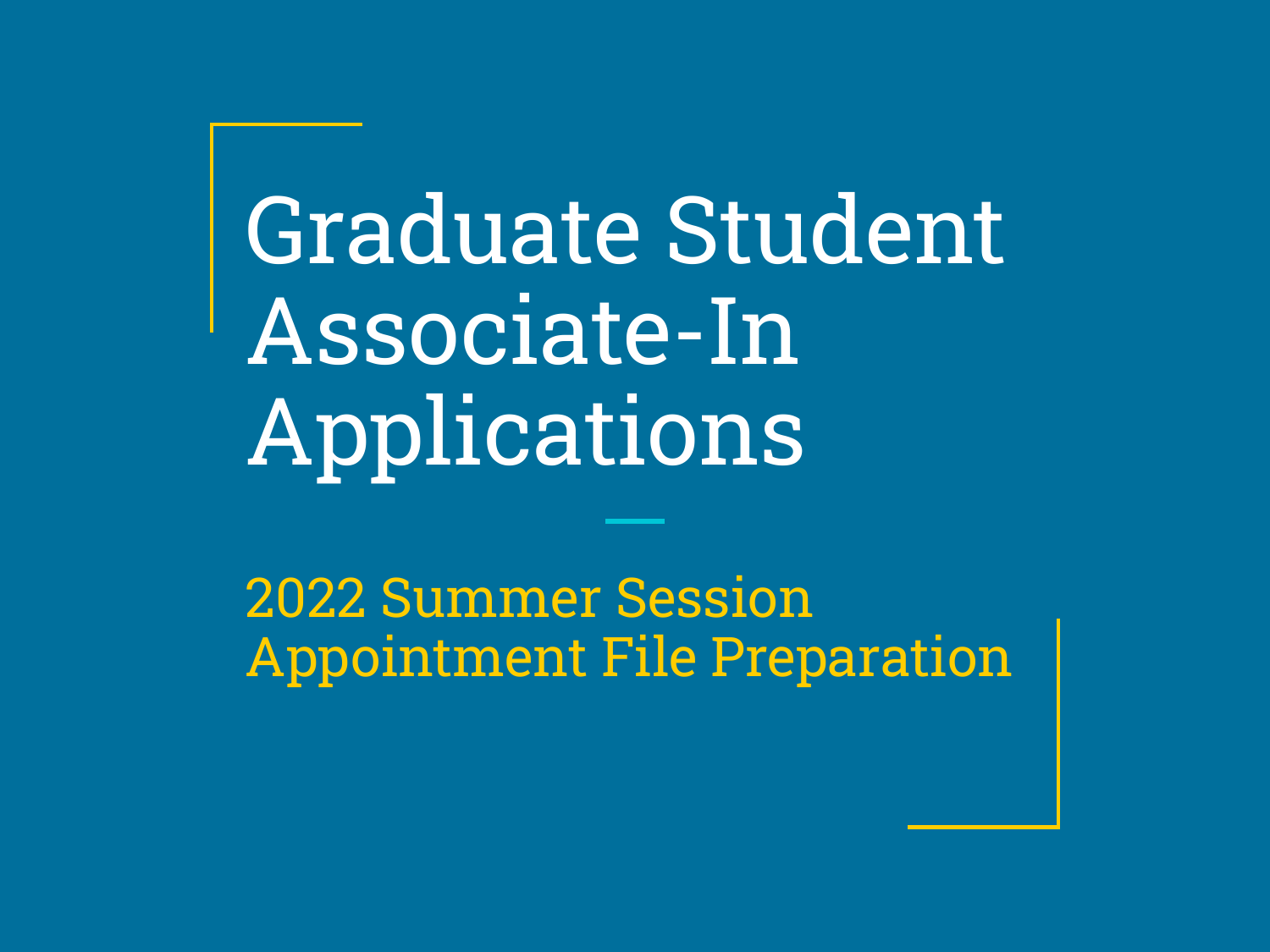# Graduate Student Associate-In Applications

## 2022 Summer Session Appointment File Preparation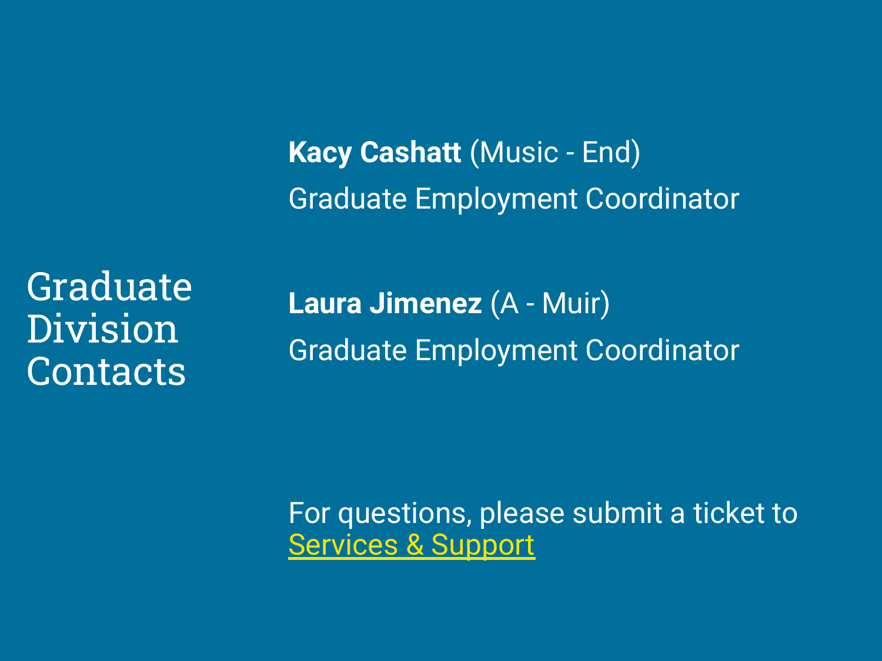# Graduate Division Contacts

**Kacy Cashatt** (Music - End)

Graduate Employment Coordinator

**Laura Jimenez** (A - Muir)

Graduate Employment Coordinator

For questions, please submit a ticket to Services & Support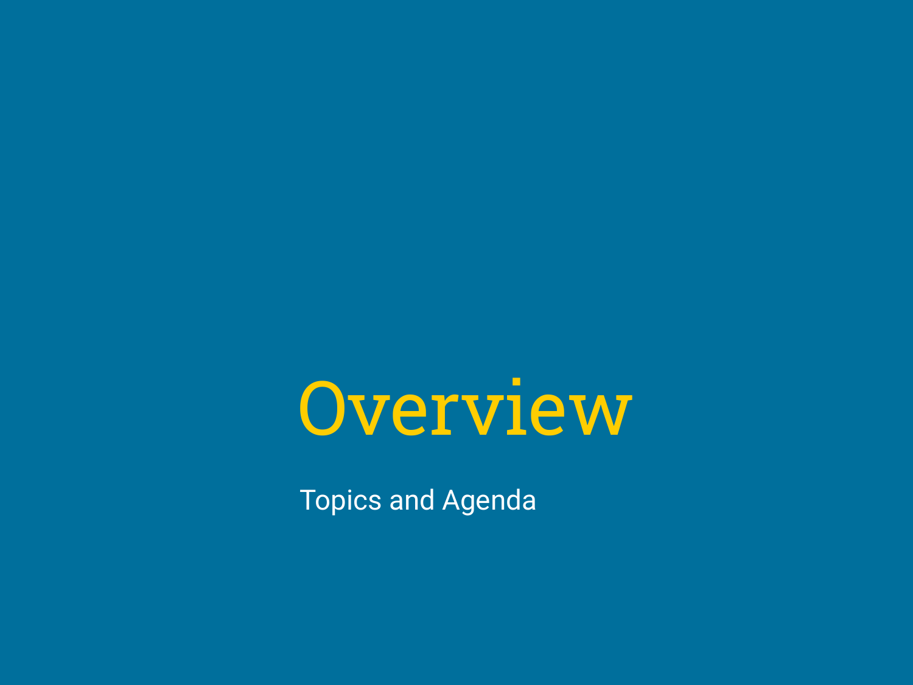# Overview

Topics and Agenda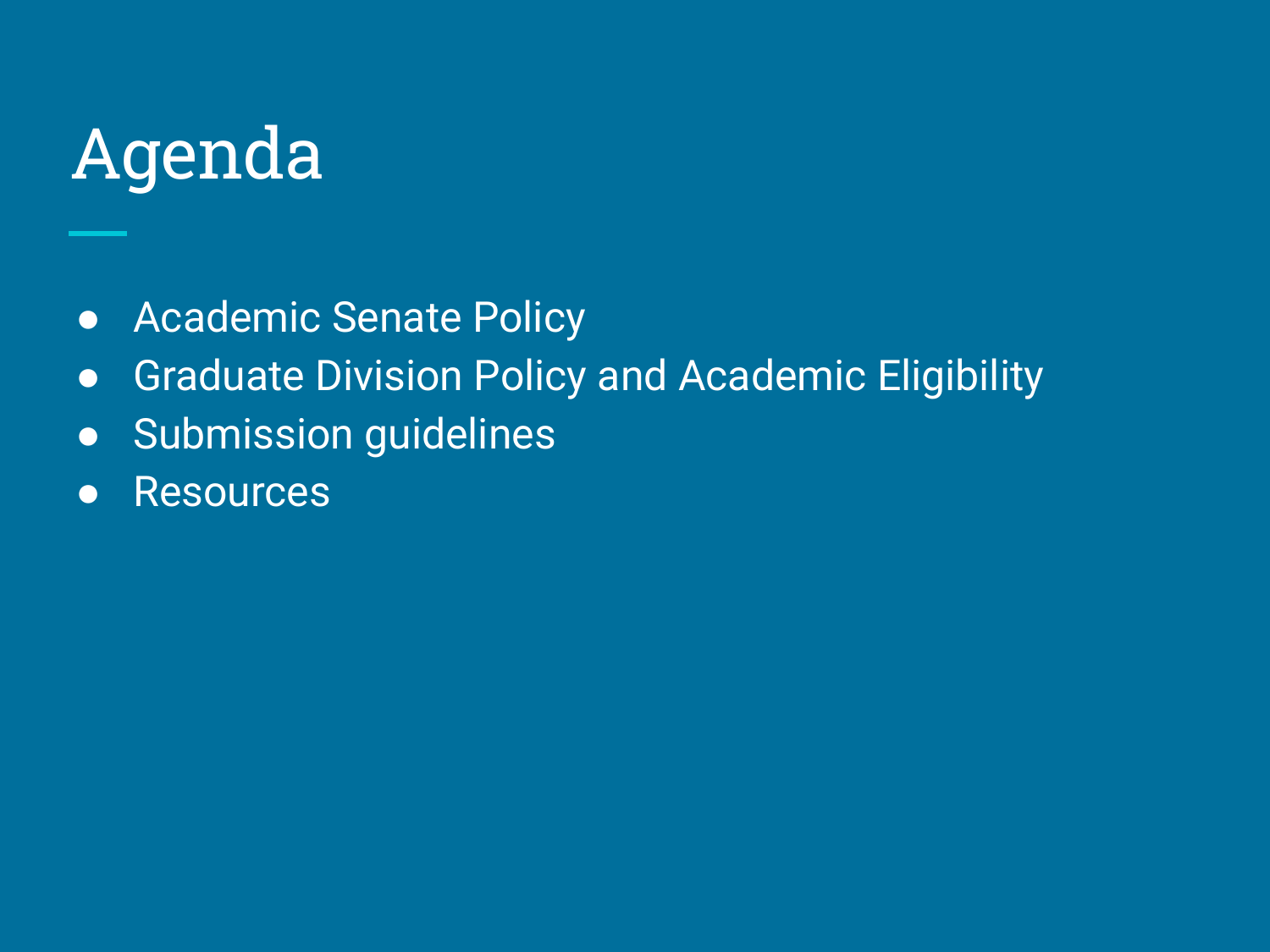# Agenda

- Academic Senate Policy
- Graduate Division Policy and Academic Eligibility
- Submission guidelines
- Resources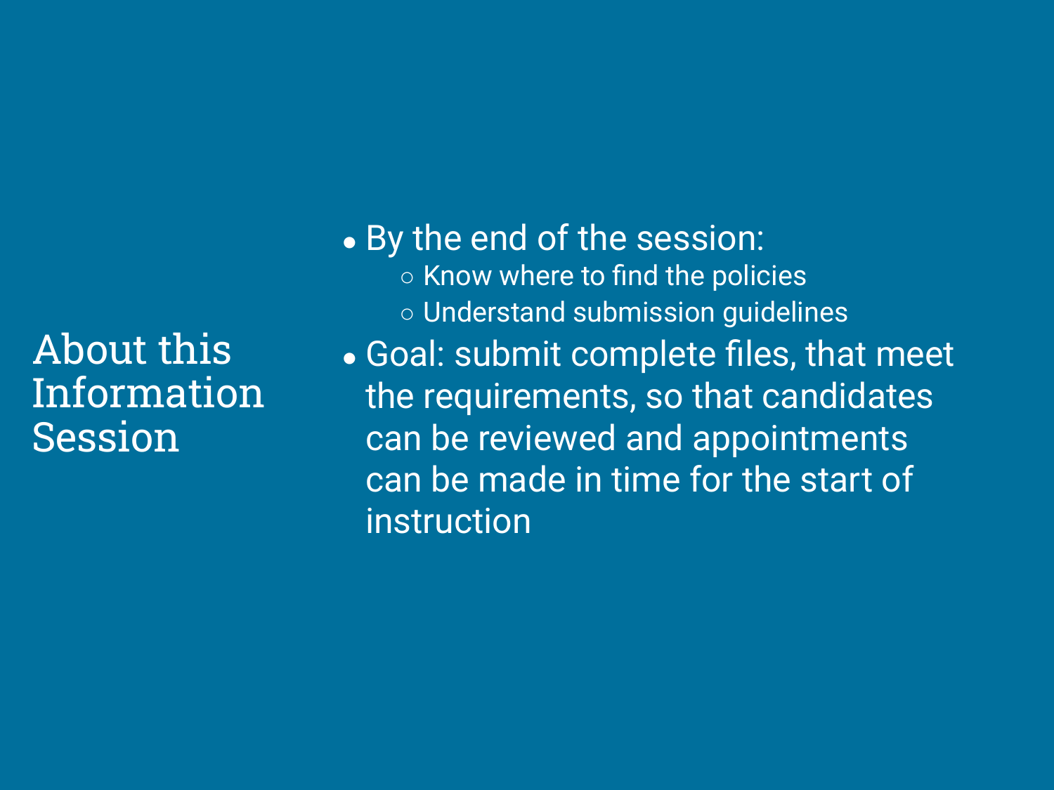# About this Information Session

- By the end of the session:
  - Know where to find the policies
  - Understand submission guidelines
- Goal: submit complete files, that meet the requirements, so that candidates can be reviewed and appointments can be made in time for the start of instruction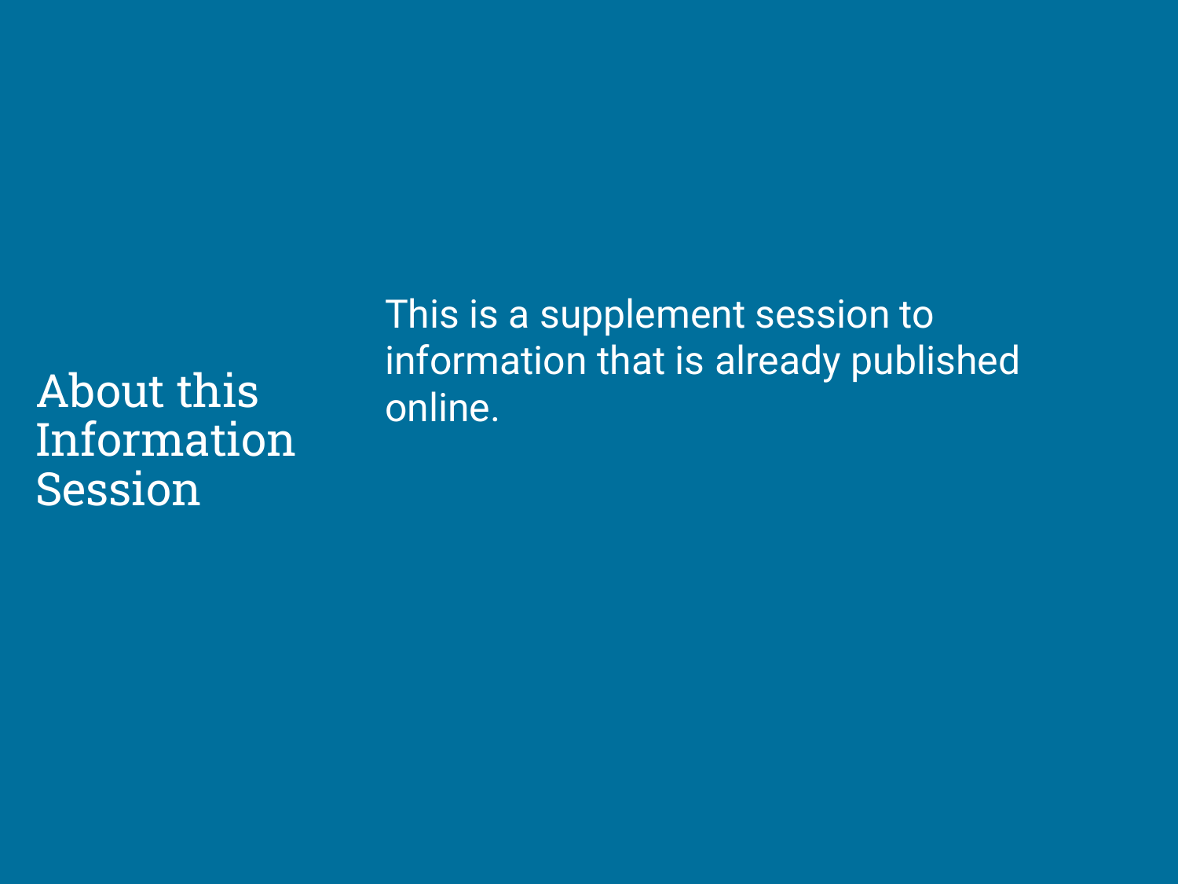## About this Information Session

This is a supplement session to information that is already published online.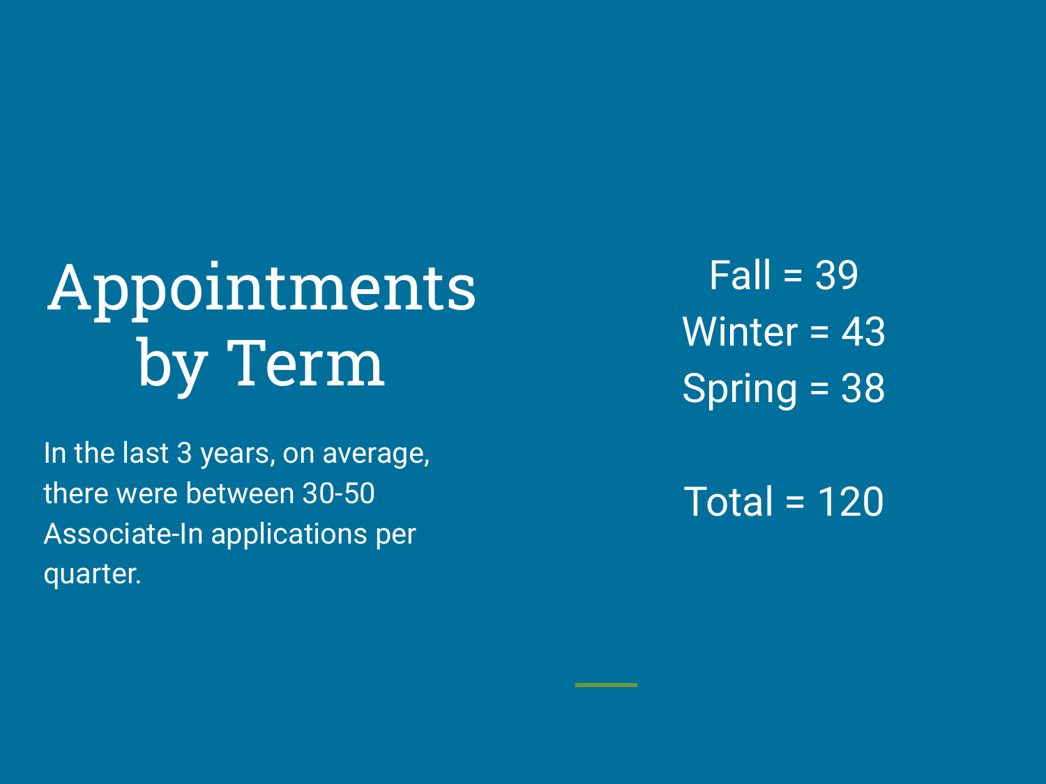# Appointments by Term

In the last 3 years, on average, there were between 30-50 Associate-In applications per quarter.

Fall = 39
Winter = 43
Spring = 38

Total = 120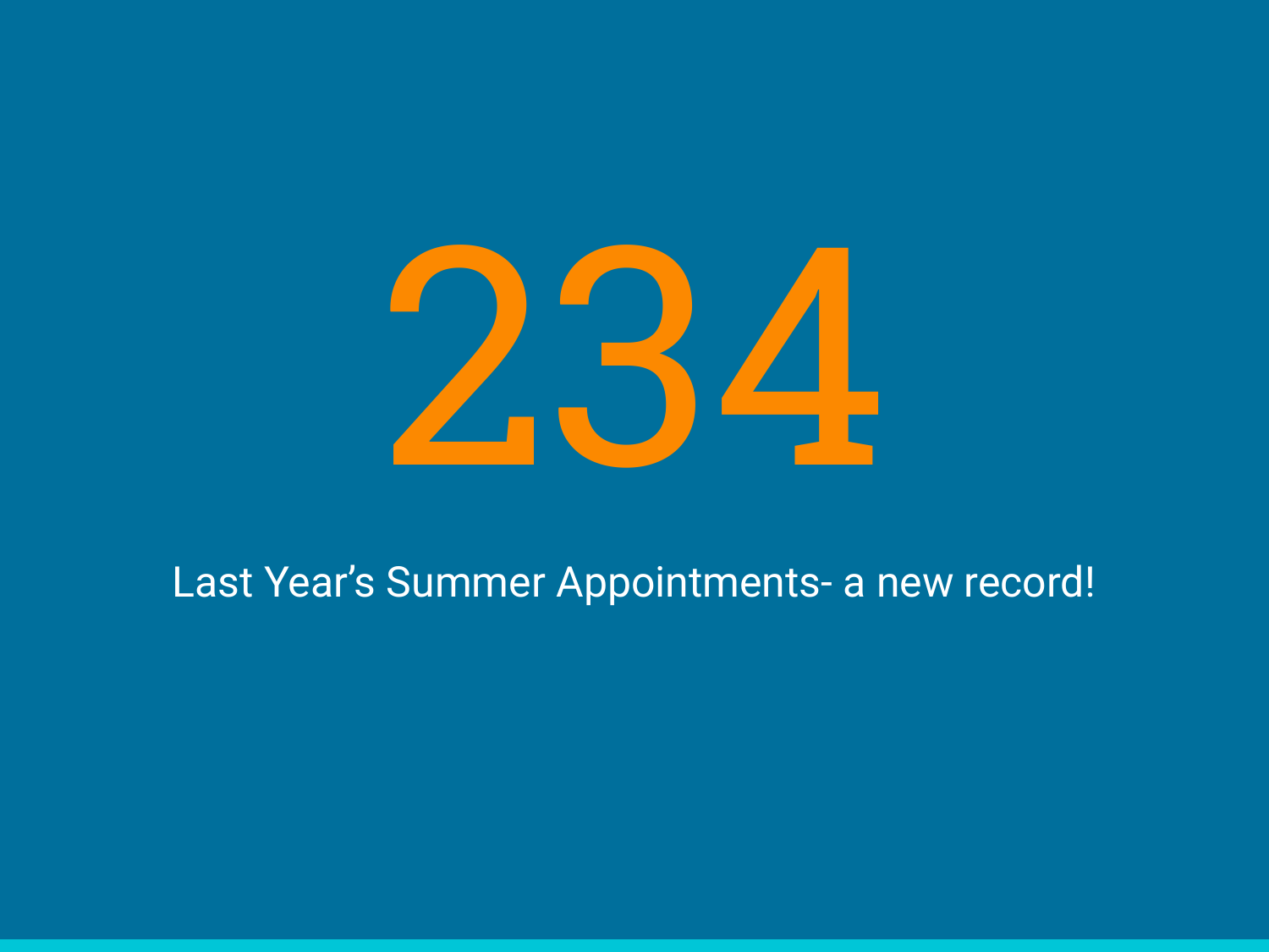# 234

Last Year's Summer Appointments- a new record!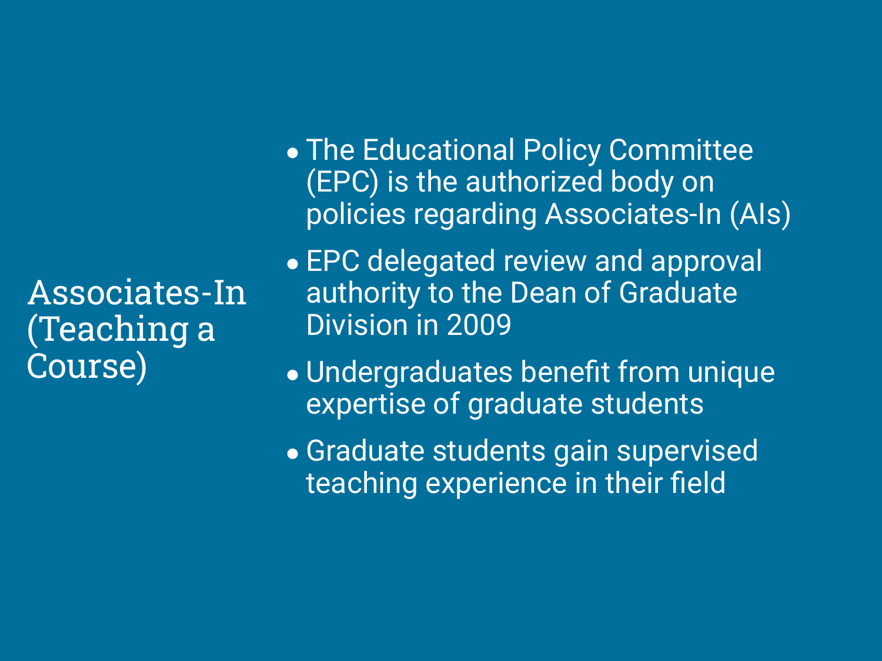## Associates-In (Teaching a Course)

- The Educational Policy Committee (EPC) is the authorized body on policies regarding Associates-In (AIs)
- EPC delegated review and approval authority to the Dean of Graduate Division in 2009
- Undergraduates benefit from unique expertise of graduate students
- Graduate students gain supervised teaching experience in their field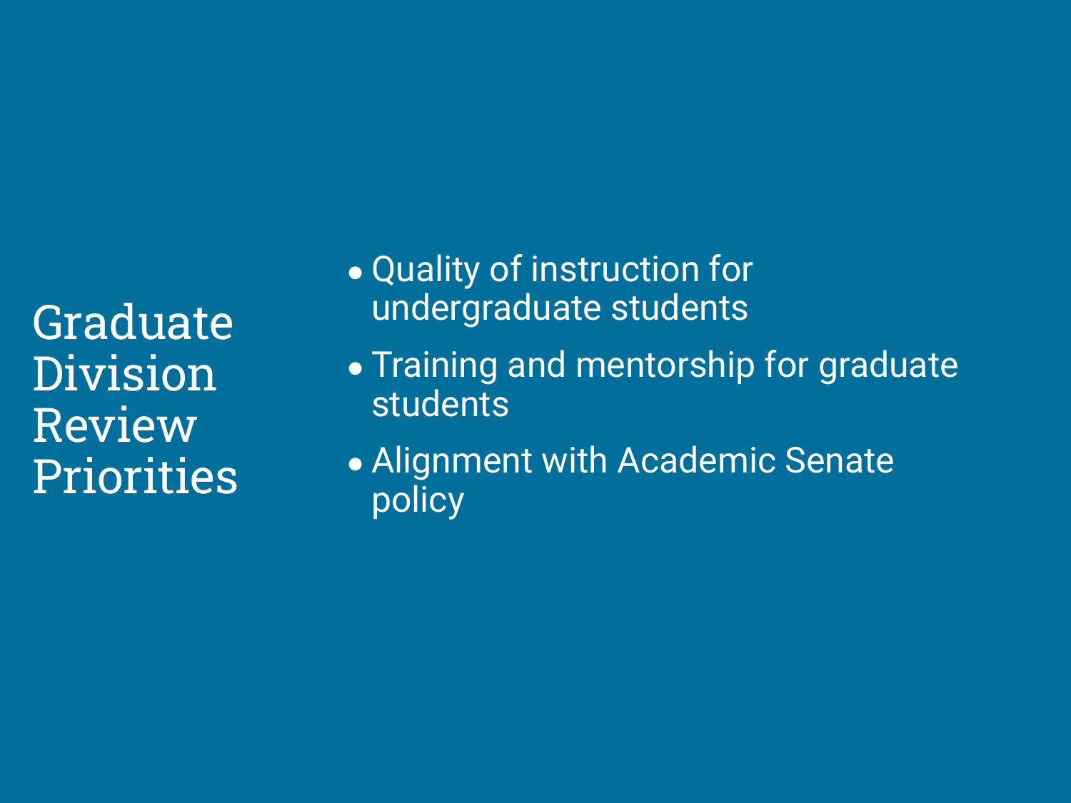# Graduate Division Review Priorities

- Quality of instruction for undergraduate students
- Training and mentorship for graduate students
- Alignment with Academic Senate policy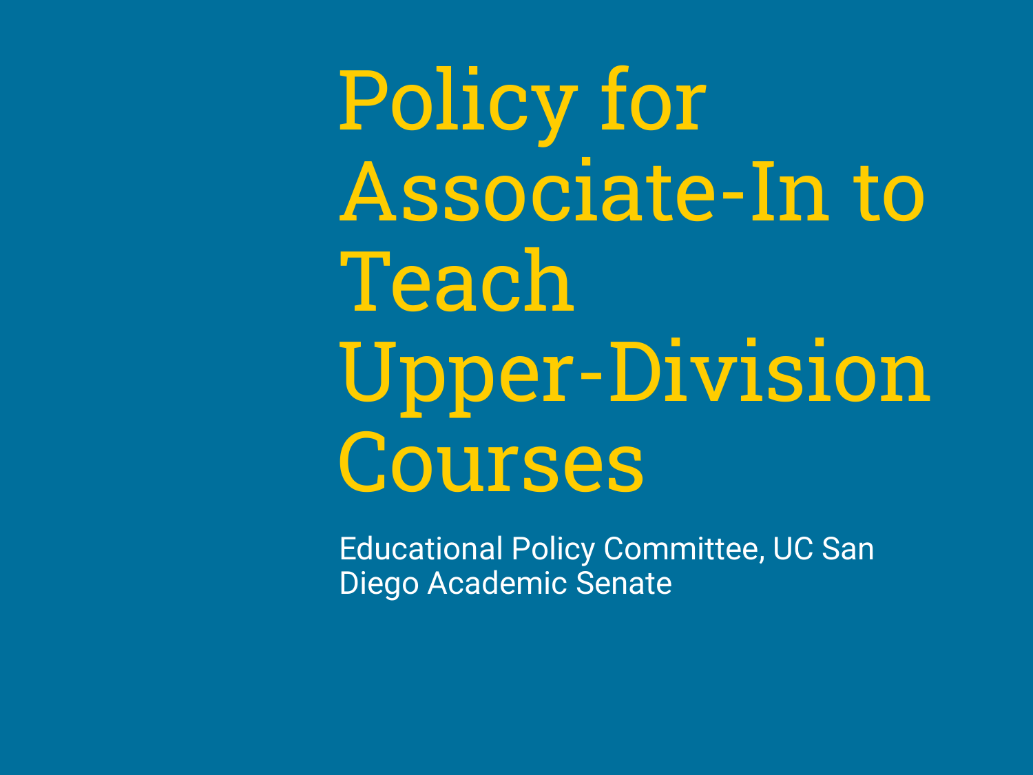# Policy for Associate-In to Teach Upper-Division Courses

Educational Policy Committee, UC San Diego Academic Senate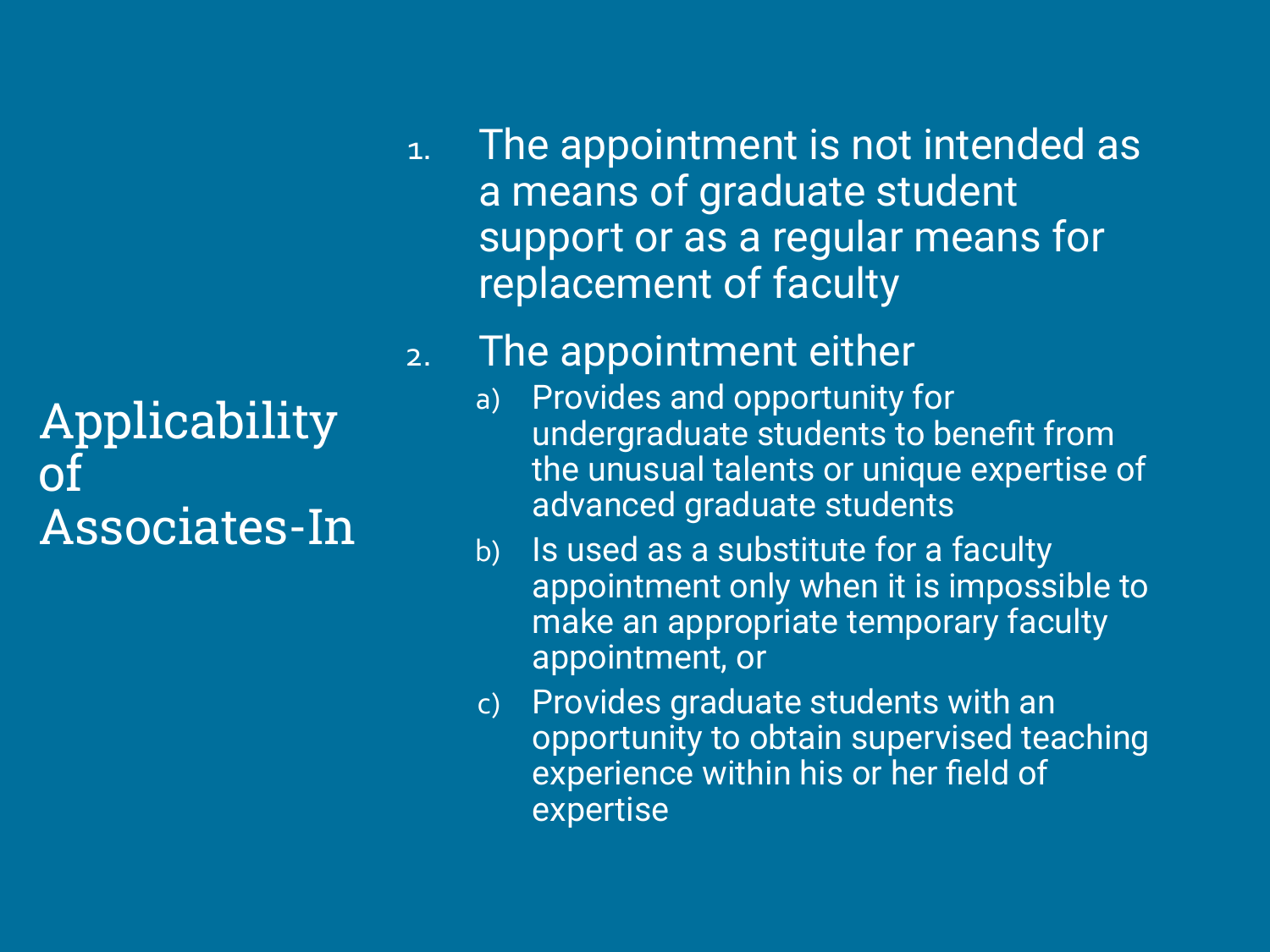# Applicability of Associates-In

1. The appointment is not intended as a means of graduate student support or as a regular means for replacement of faculty
2. The appointment either
   a) Provides and opportunity for undergraduate students to benefit from the unusual talents or unique expertise of advanced graduate students
   b) Is used as a substitute for a faculty appointment only when it is impossible to make an appropriate temporary faculty appointment, or
   c) Provides graduate students with an opportunity to obtain supervised teaching experience within his or her field of expertise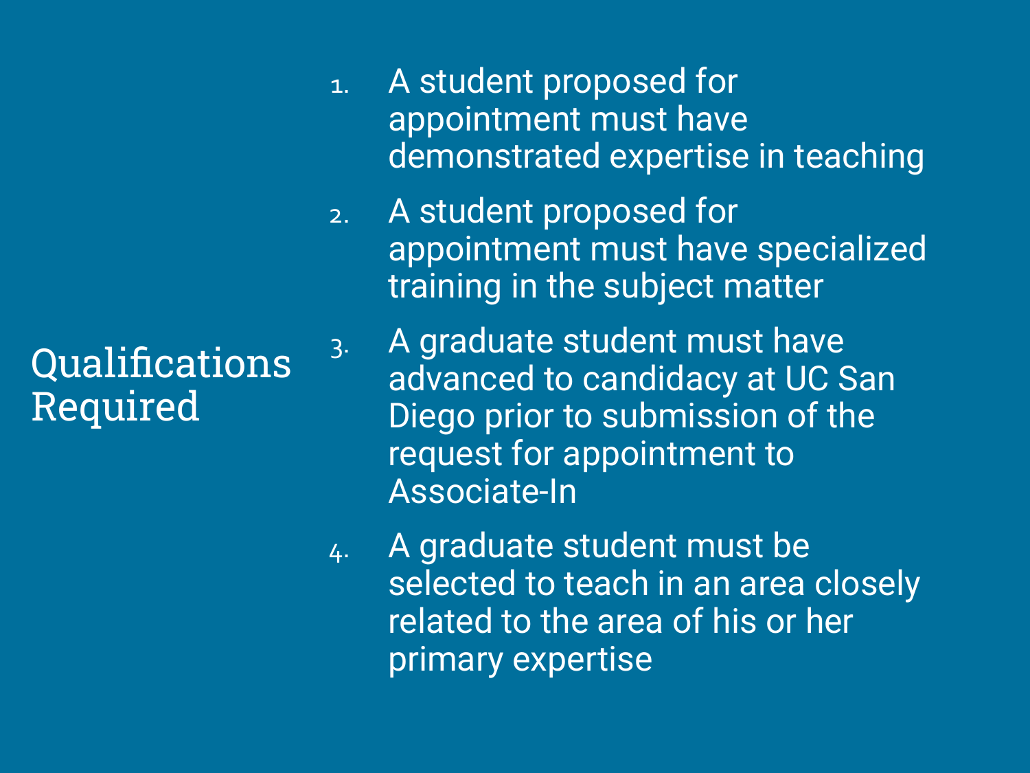# Qualifications Required

1. A student proposed for appointment must have demonstrated expertise in teaching
2. A student proposed for appointment must have specialized training in the subject matter
3. A graduate student must have advanced to candidacy at UC San Diego prior to submission of the request for appointment to Associate-In
4. A graduate student must be selected to teach in an area closely related to the area of his or her primary expertise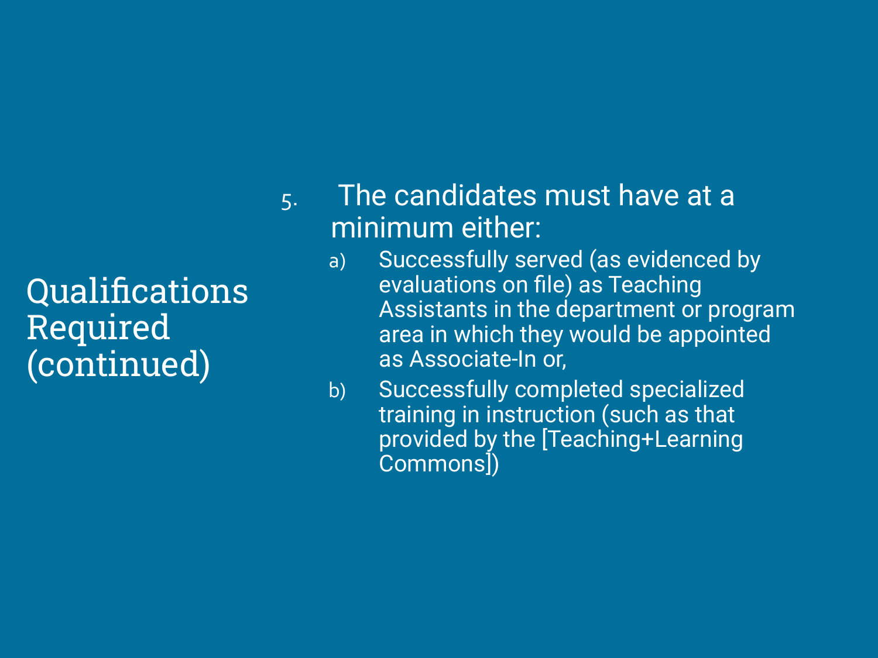# Qualifications Required (continued)

5. The candidates must have at a minimum either:
   a) Successfully served (as evidenced by evaluations on file) as Teaching Assistants in the department or program area in which they would be appointed as Associate-In or,
   b) Successfully completed specialized training in instruction (such as that provided by the [Teaching+Learning Commons])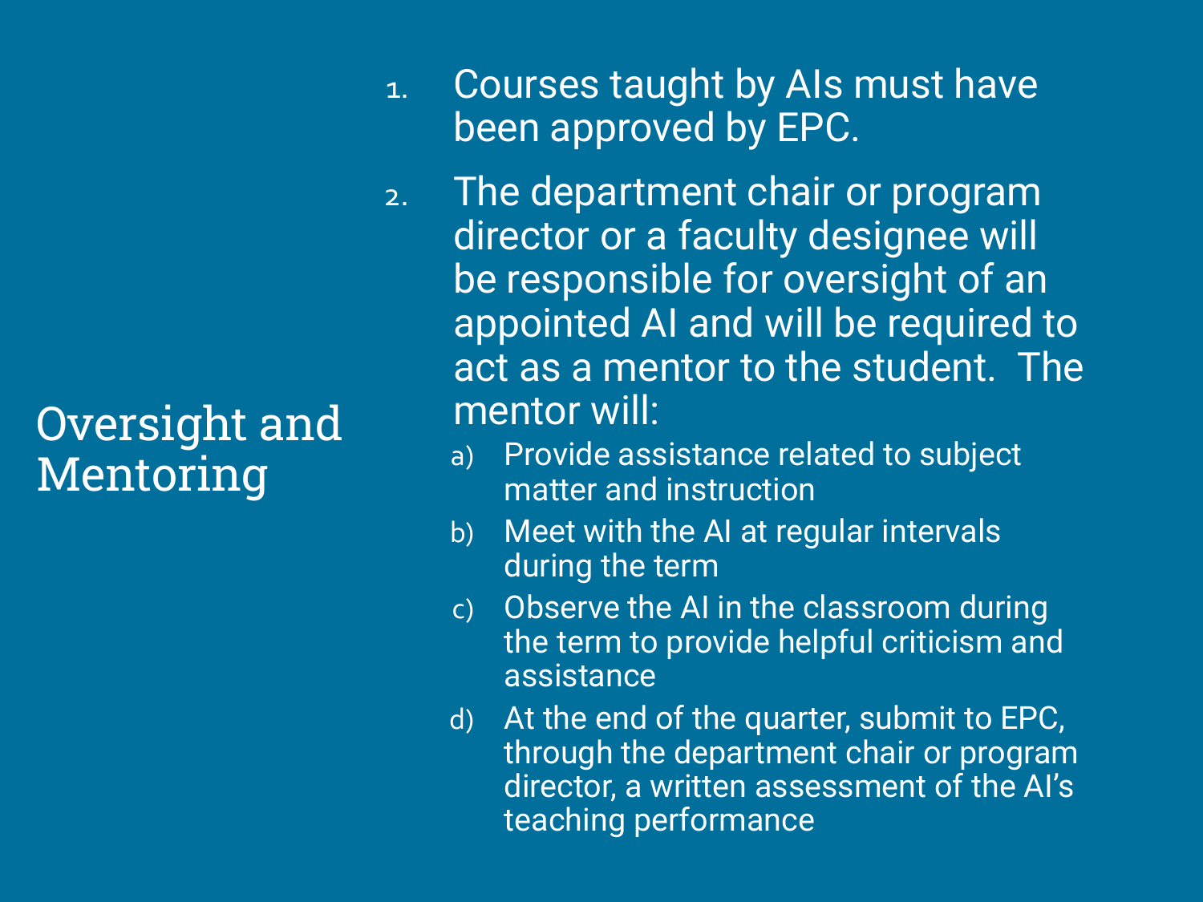# Oversight and Mentoring

1. Courses taught by AIs must have been approved by EPC.
2. The department chair or program director or a faculty designee will be responsible for oversight of an appointed AI and will be required to act as a mentor to the student. The mentor will:
   a) Provide assistance related to subject matter and instruction
   b) Meet with the AI at regular intervals during the term
   c) Observe the AI in the classroom during the term to provide helpful criticism and assistance
   d) At the end of the quarter, submit to EPC, through the department chair or program director, a written assessment of the AI's teaching performance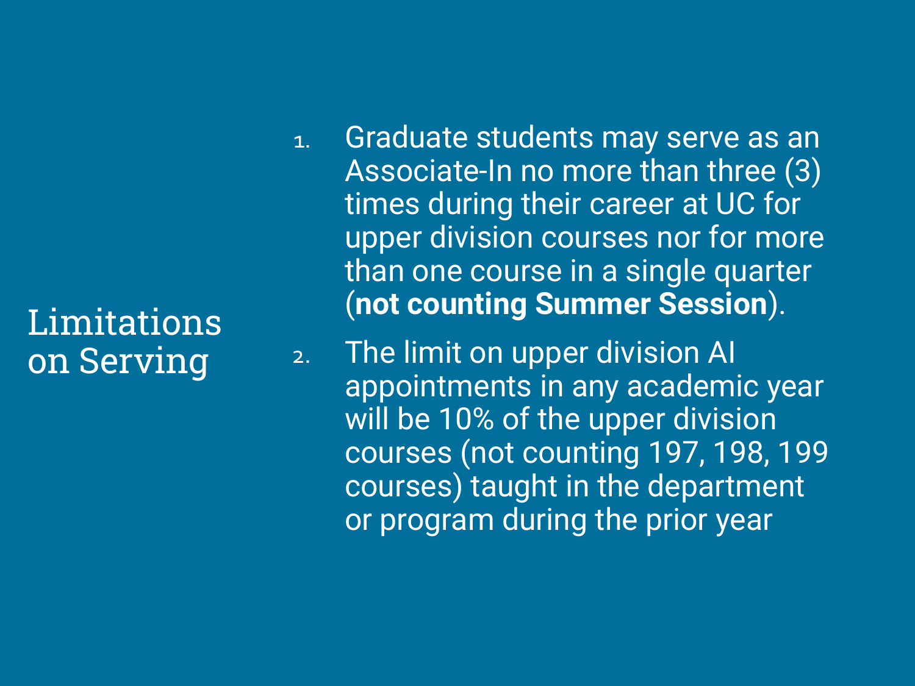# Limitations on Serving

1. Graduate students may serve as an Associate-In no more than three (3) times during their career at UC for upper division courses nor for more than one course in a single quarter (**not counting Summer Session**).
2. The limit on upper division AI appointments in any academic year will be 10% of the upper division courses (not counting 197, 198, 199 courses) taught in the department or program during the prior year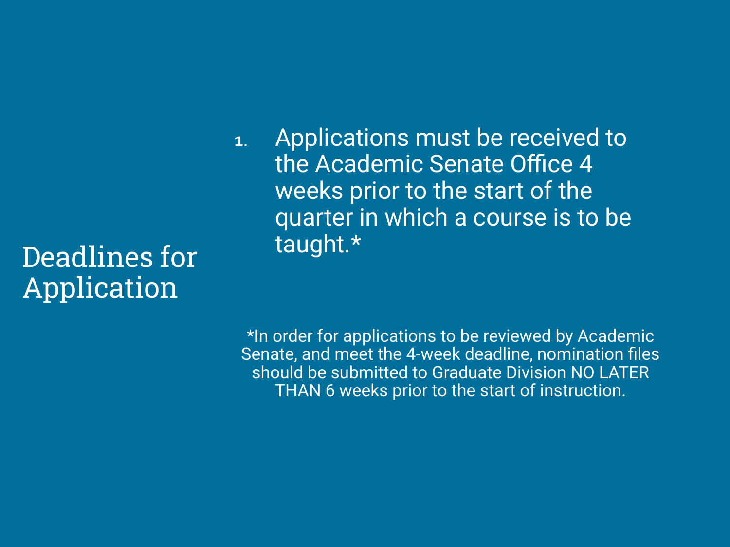# Deadlines for Application

1. Applications must be received to the Academic Senate Office 4 weeks prior to the start of the quarter in which a course is to be taught.*

*In order for applications to be reviewed by Academic Senate, and meet the 4-week deadline, nomination files should be submitted to Graduate Division NO LATER THAN 6 weeks prior to the start of instruction.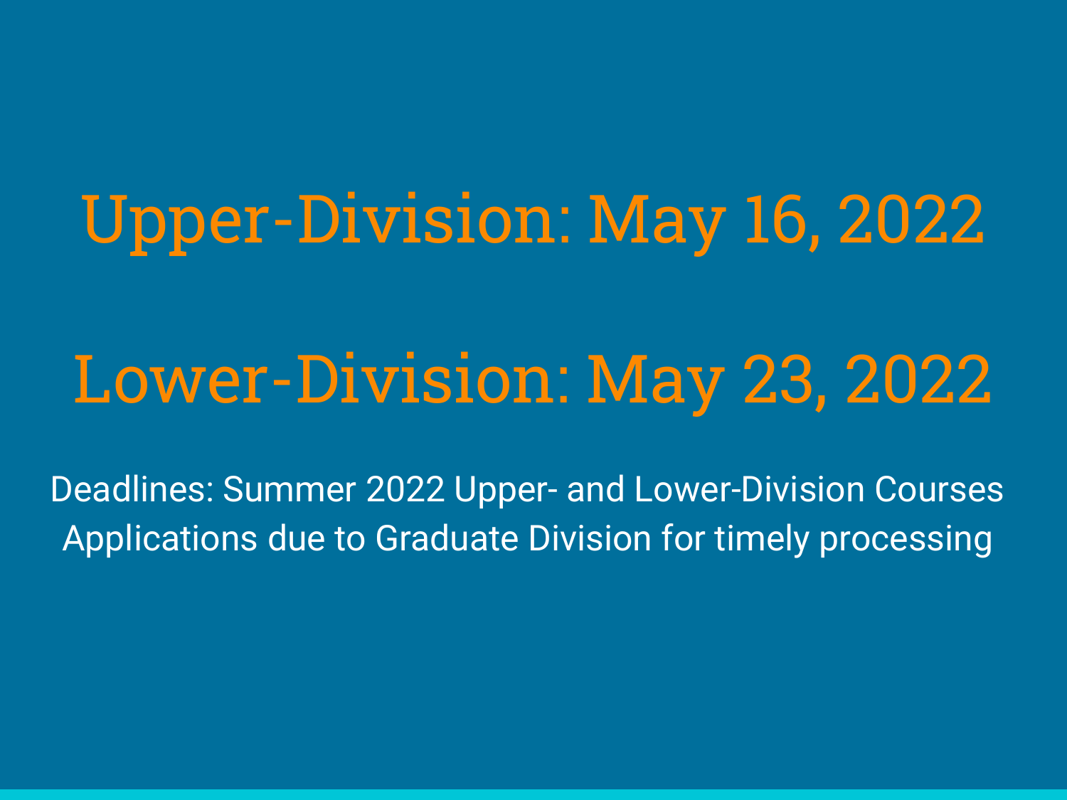# Upper-Division: May 16, 2022

# Lower-Division: May 23, 2022

Deadlines: Summer 2022 Upper- and Lower-Division Courses
Applications due to Graduate Division for timely processing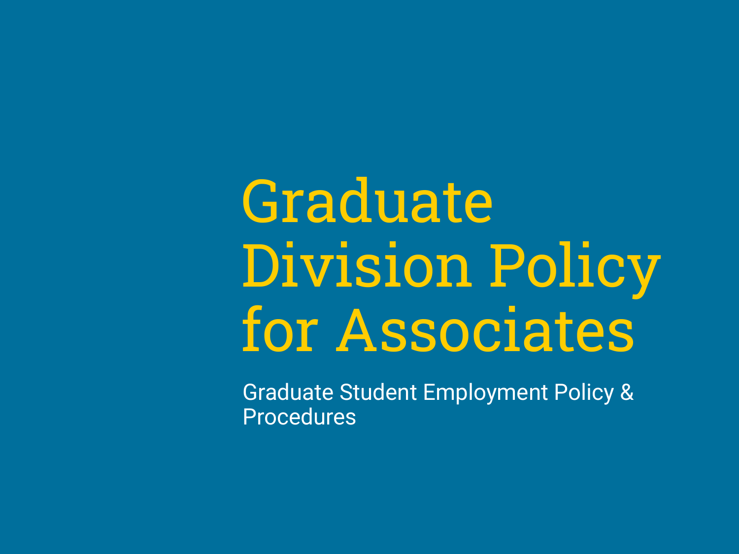# Graduate Division Policy for Associates

Graduate Student Employment Policy & Procedures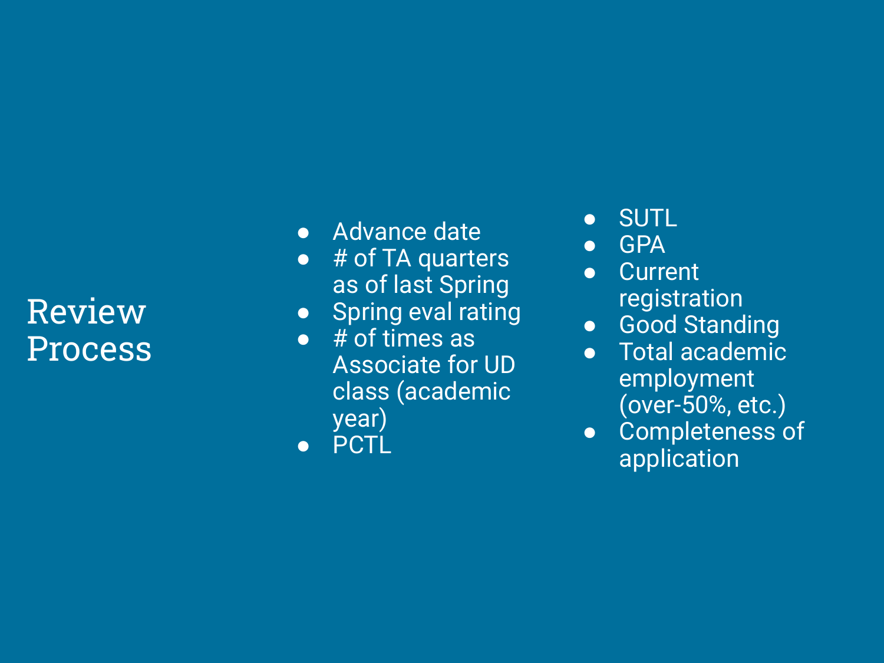# Review Process

- Advance date
- # of TA quarters as of last Spring
- Spring eval rating
- # of times as Associate for UD class (academic year)
- PCTL
- SUTL
- GPA
- Current registration
- Good Standing
- Total academic employment (over-50%, etc.)
- Completeness of application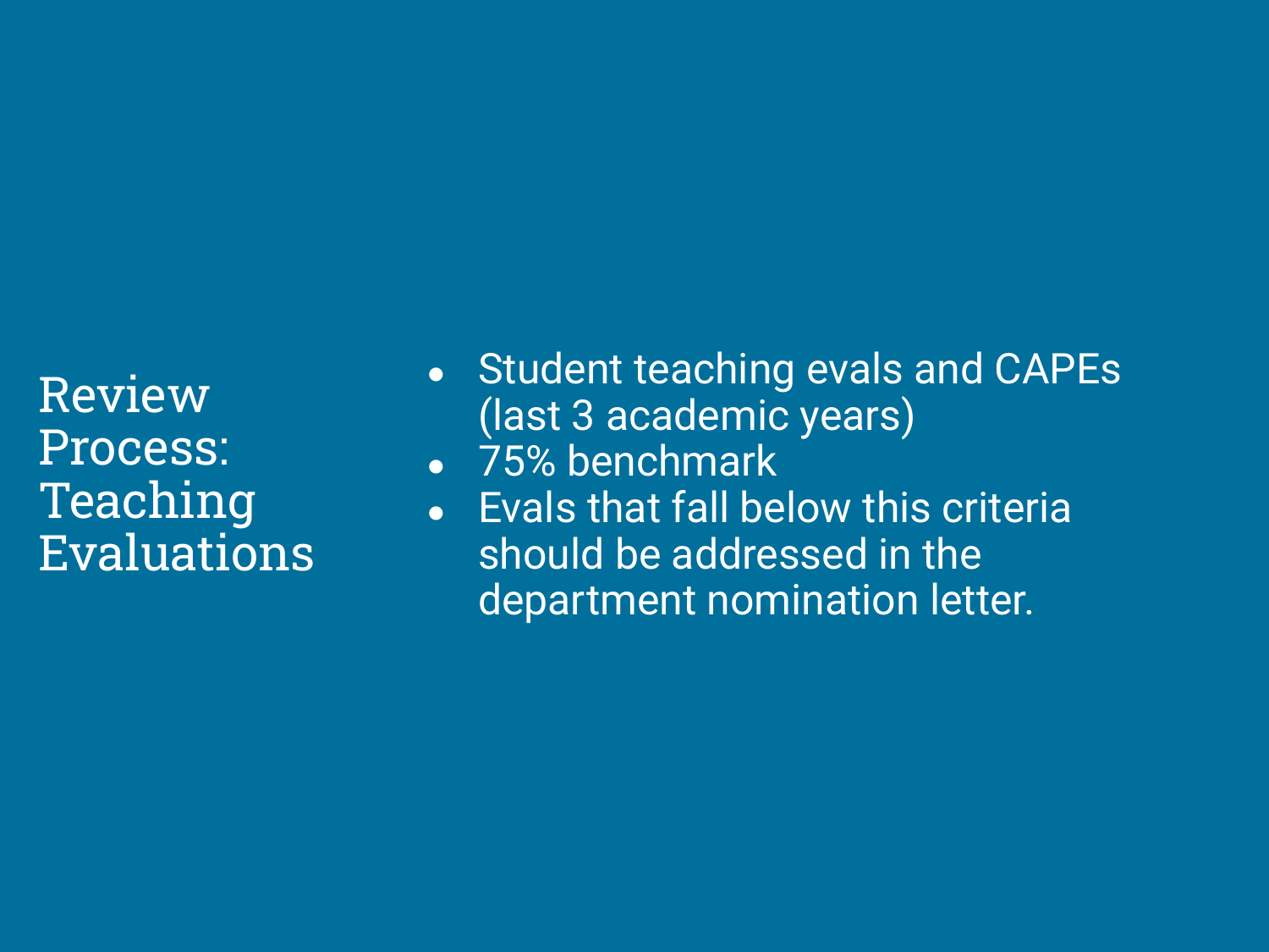# Review Process: Teaching Evaluations

- Student teaching evals and CAPEs (last 3 academic years)
- 75% benchmark
- Evals that fall below this criteria should be addressed in the department nomination letter.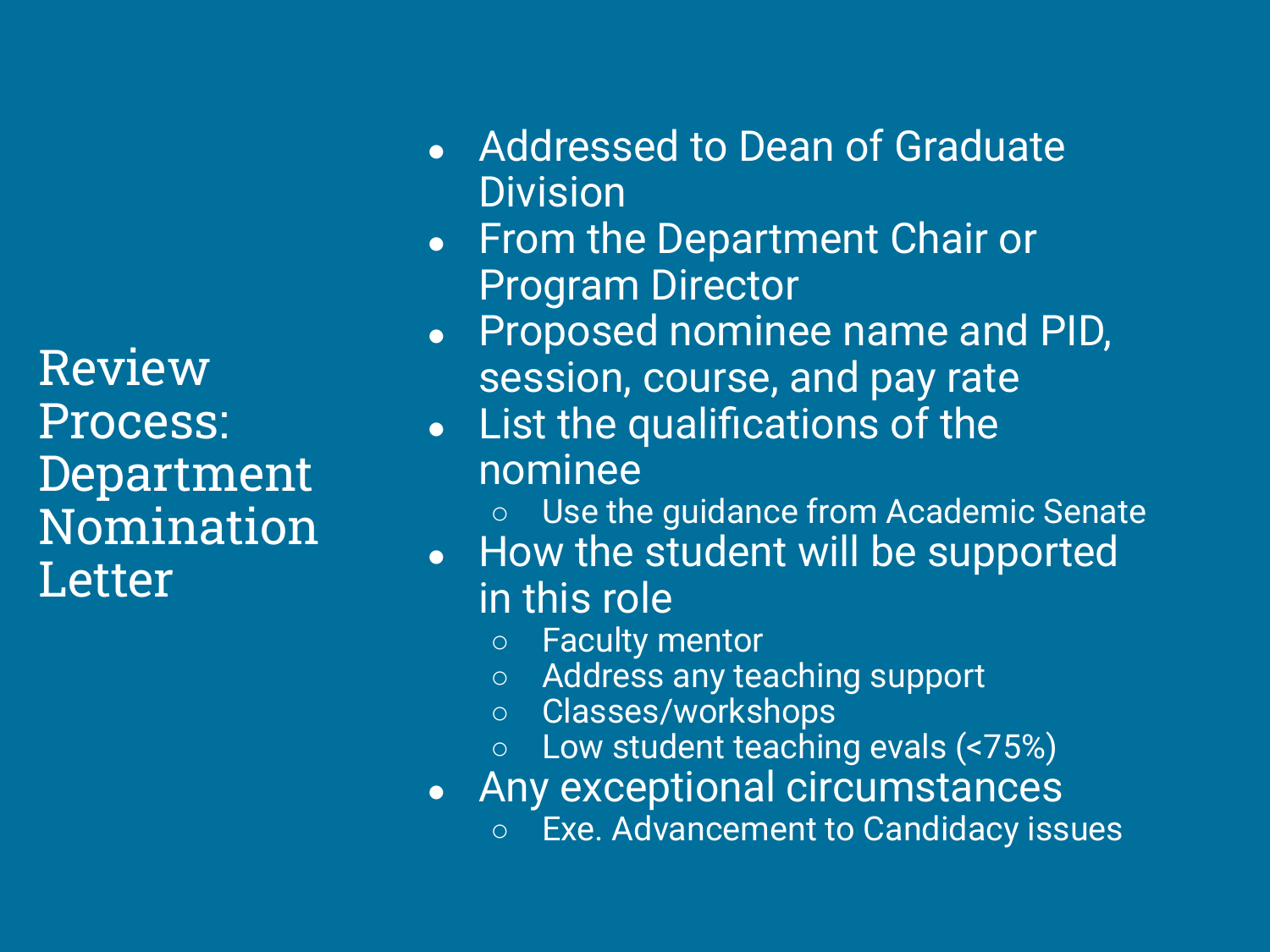# Review Process: Department Nomination Letter

- Addressed to Dean of Graduate Division
- From the Department Chair or Program Director
- Proposed nominee name and PID, session, course, and pay rate
- List the qualifications of the nominee
  - Use the guidance from Academic Senate
- How the student will be supported in this role
  - Faculty mentor
  - Address any teaching support
  - Classes/workshops
  - Low student teaching evals (<75%)
- Any exceptional circumstances
  - Exe. Advancement to Candidacy issues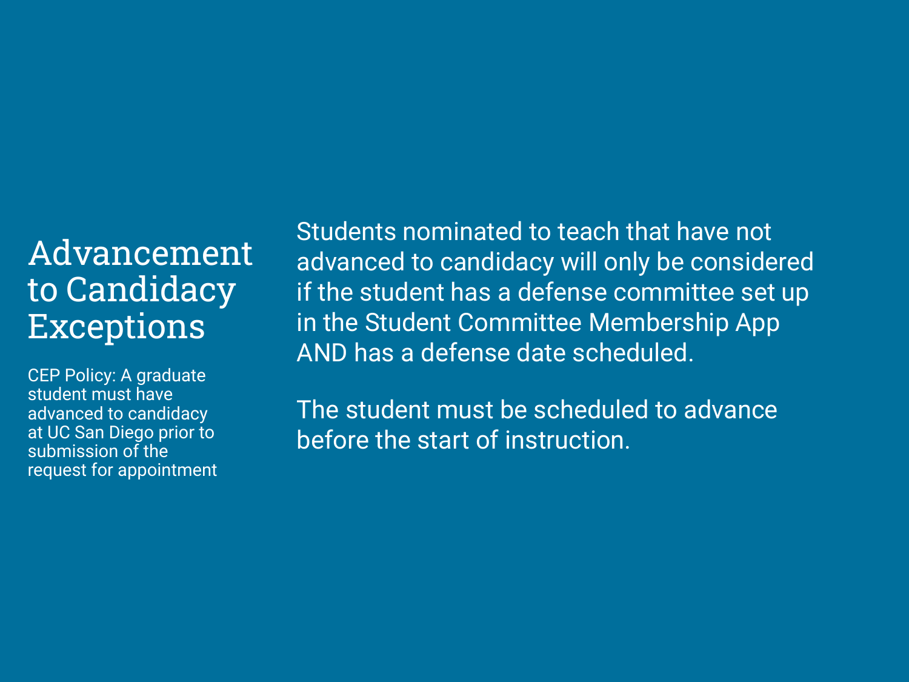# Advancement to Candidacy Exceptions

CEP Policy: A graduate student must have advanced to candidacy at UC San Diego prior to submission of the request for appointment

Students nominated to teach that have not advanced to candidacy will only be considered if the student has a defense committee set up in the Student Committee Membership App AND has a defense date scheduled.

The student must be scheduled to advance before the start of instruction.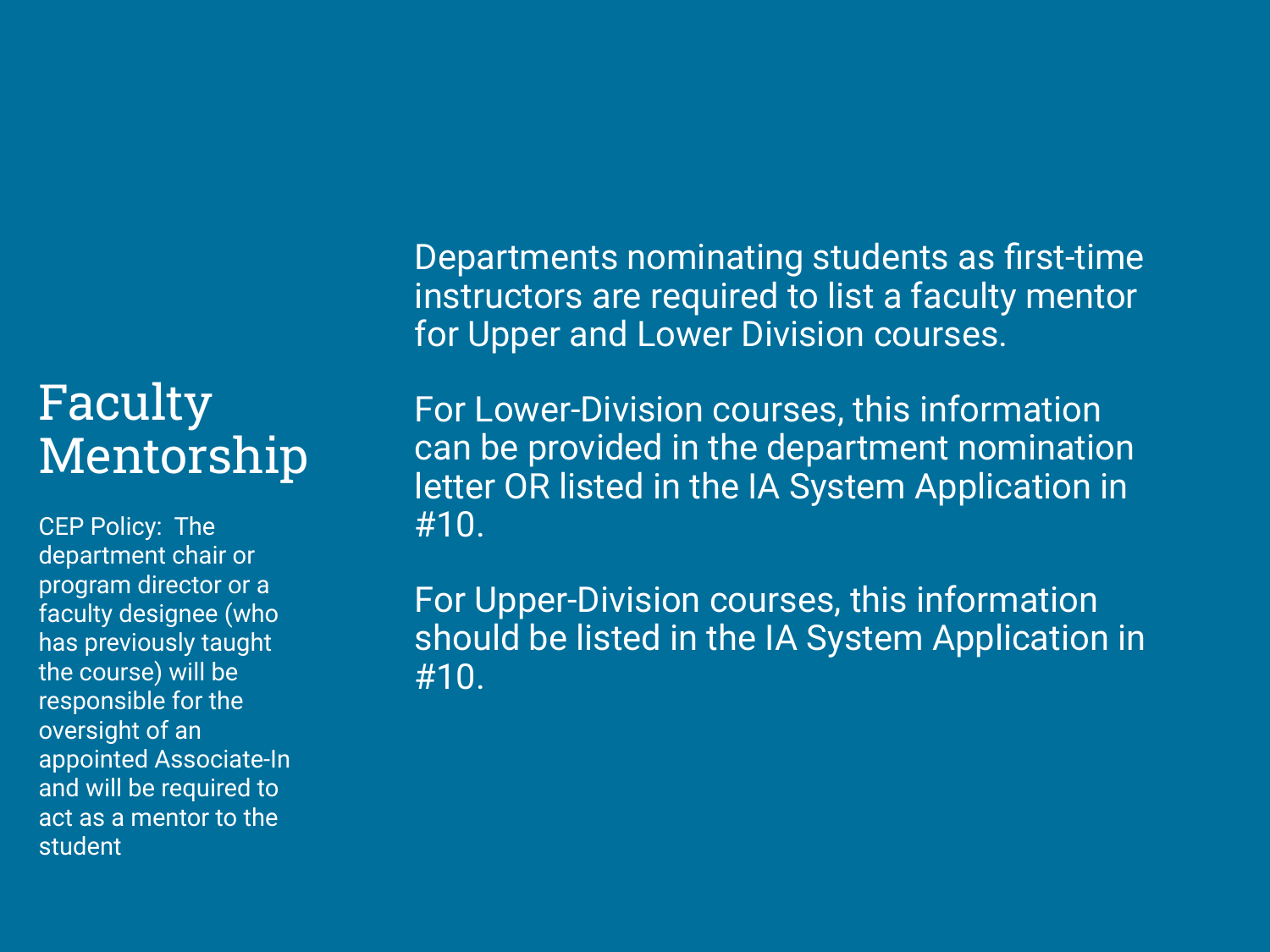# Faculty Mentorship

CEP Policy: The department chair or program director or a faculty designee (who has previously taught the course) will be responsible for the oversight of an appointed Associate-In and will be required to act as a mentor to the student

Departments nominating students as first-time instructors are required to list a faculty mentor for Upper and Lower Division courses.

For Lower-Division courses, this information can be provided in the department nomination letter OR listed in the IA System Application in #10.

For Upper-Division courses, this information should be listed in the IA System Application in #10.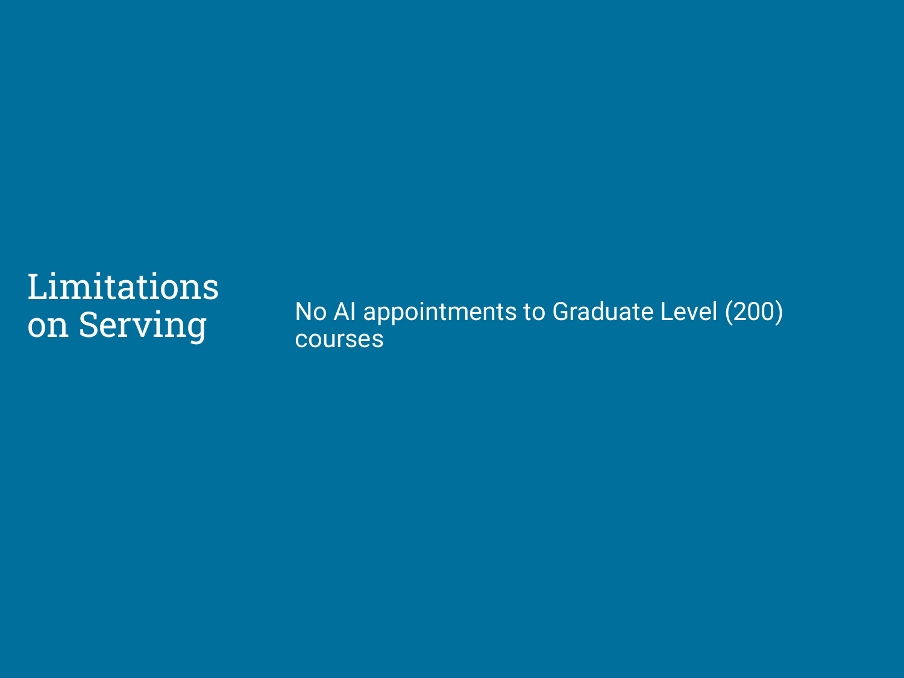# Limitations on Serving

No AI appointments to Graduate Level (200) courses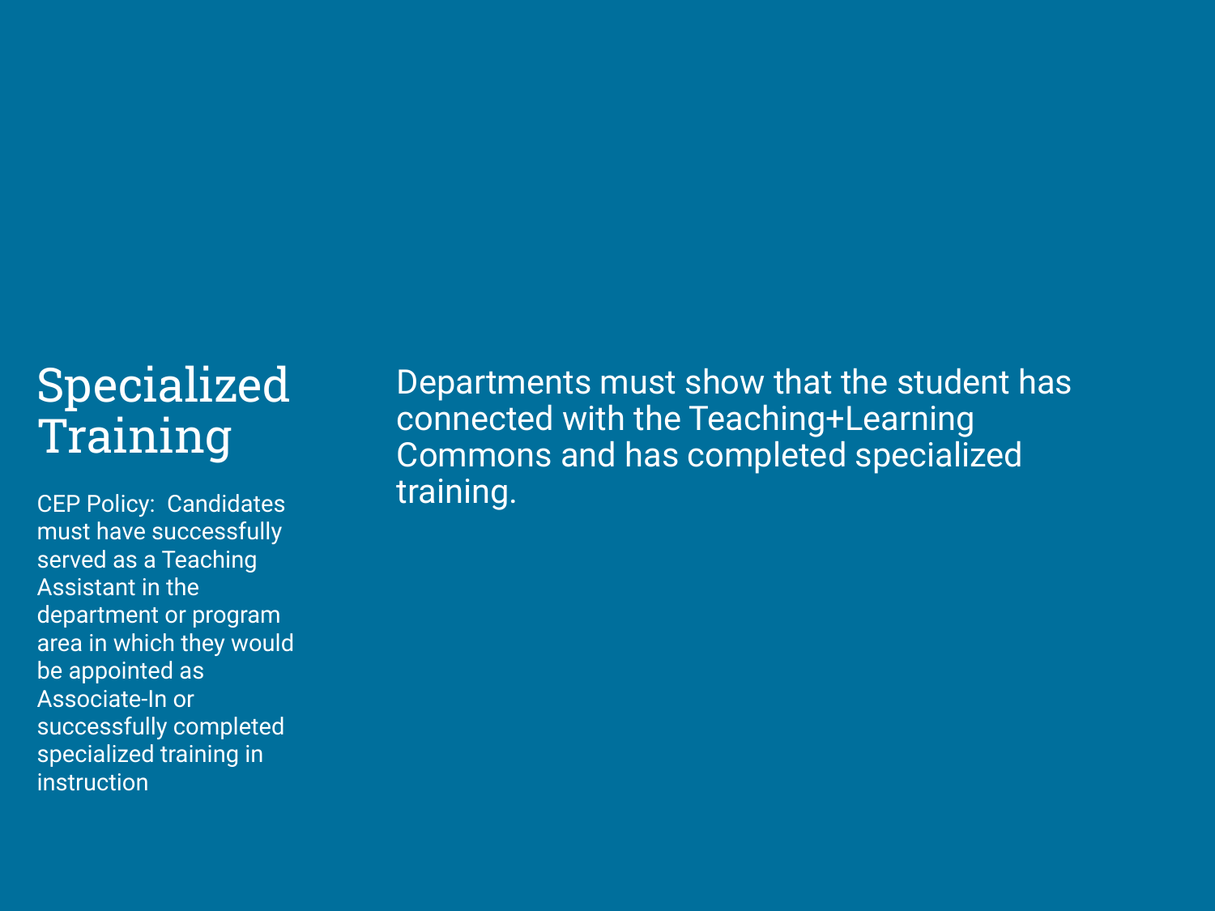# Specialized Training

CEP Policy:  Candidates must have successfully served as a Teaching Assistant in the department or program area in which they would be appointed as Associate-In or successfully completed specialized training in instruction

Departments must show that the student has connected with the Teaching+Learning Commons and has completed specialized training.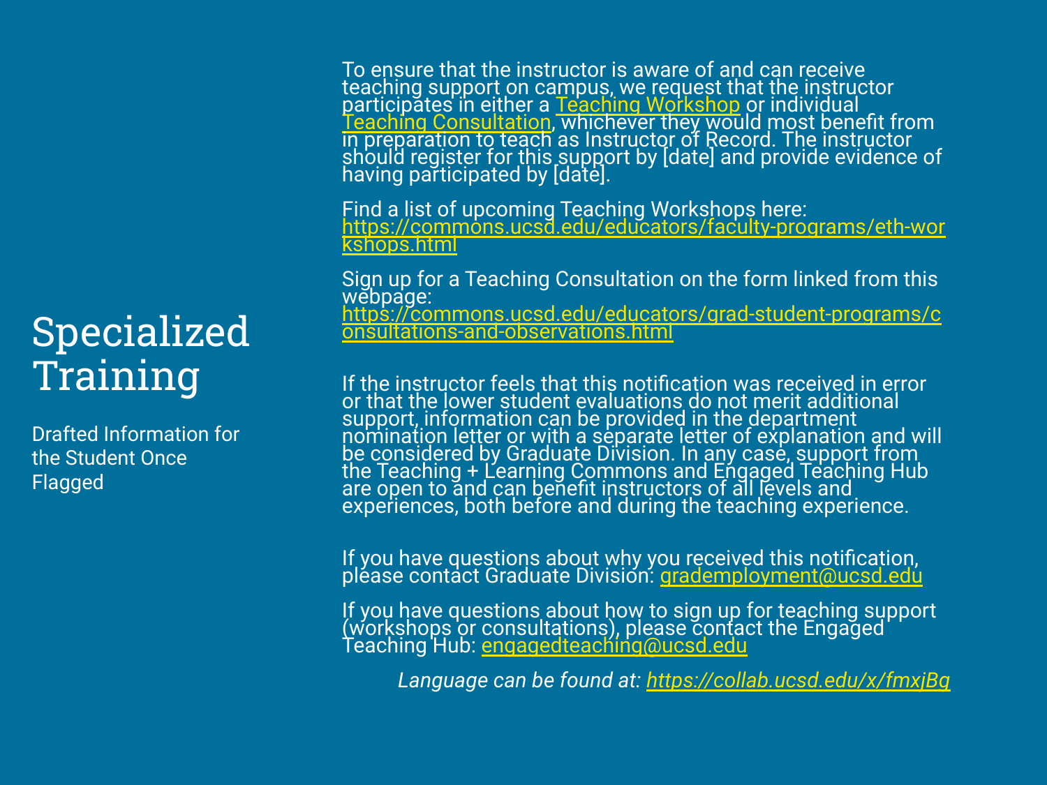# Specialized Training

Drafted Information for the Student Once Flagged

To ensure that the instructor is aware of and can receive teaching support on campus, we request that the instructor participates in either a Teaching Workshop or individual Teaching Consultation, whichever they would most benefit from in preparation to teach as Instructor of Record. The instructor should register for this support by [date] and provide evidence of having participated by [date].

Find a list of upcoming Teaching Workshops here: https://commons.ucsd.edu/educators/faculty-programs/eth-workshops.html

Sign up for a Teaching Consultation on the form linked from this webpage: https://commons.ucsd.edu/educators/grad-student-programs/consultations-and-observations.html

If the instructor feels that this notification was received in error or that the lower student evaluations do not merit additional support, information can be provided in the department nomination letter or with a separate letter of explanation and will be considered by Graduate Division. In any case, support from the Teaching + Learning Commons and Engaged Teaching Hub are open to and can benefit instructors of all levels and experiences, both before and during the teaching experience.

If you have questions about why you received this notification, please contact Graduate Division: grademployment@ucsd.edu

If you have questions about how to sign up for teaching support (workshops or consultations), please contact the Engaged Teaching Hub: engagedteaching@ucsd.edu

*Language can be found at: https://collab.ucsd.edu/x/fmxjBg*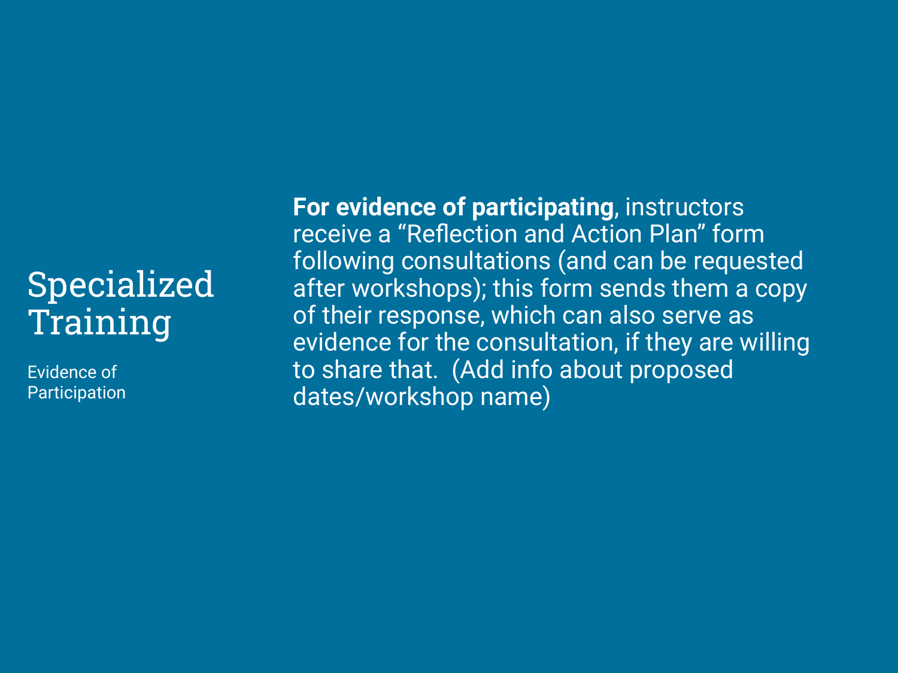# Specialized Training

Evidence of Participation

**For evidence of participating**, instructors receive a “Reflection and Action Plan” form following consultations (and can be requested after workshops); this form sends them a copy of their response, which can also serve as evidence for the consultation, if they are willing to share that.  (Add info about proposed dates/workshop name)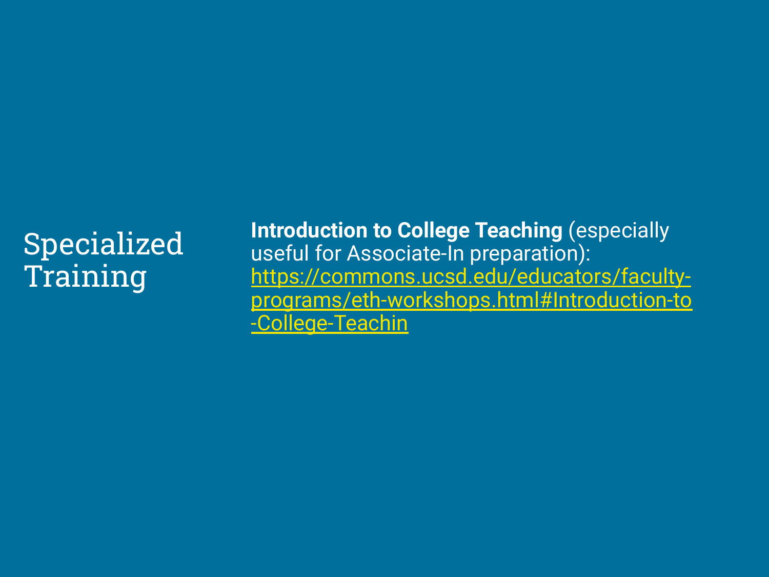# Specialized Training

**Introduction to College Teaching** (especially useful for Associate-In preparation): https://commons.ucsd.edu/educators/faculty-programs/eth-workshops.html#Introduction-to-College-Teachin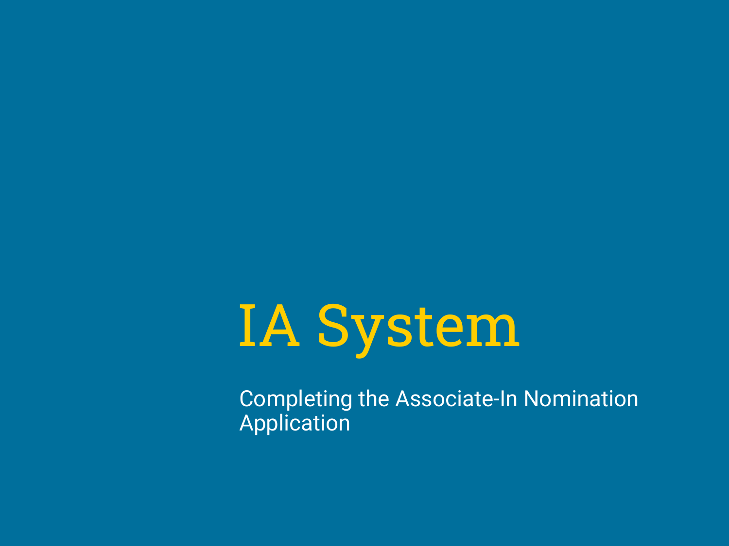# IA System

Completing the Associate-In Nomination Application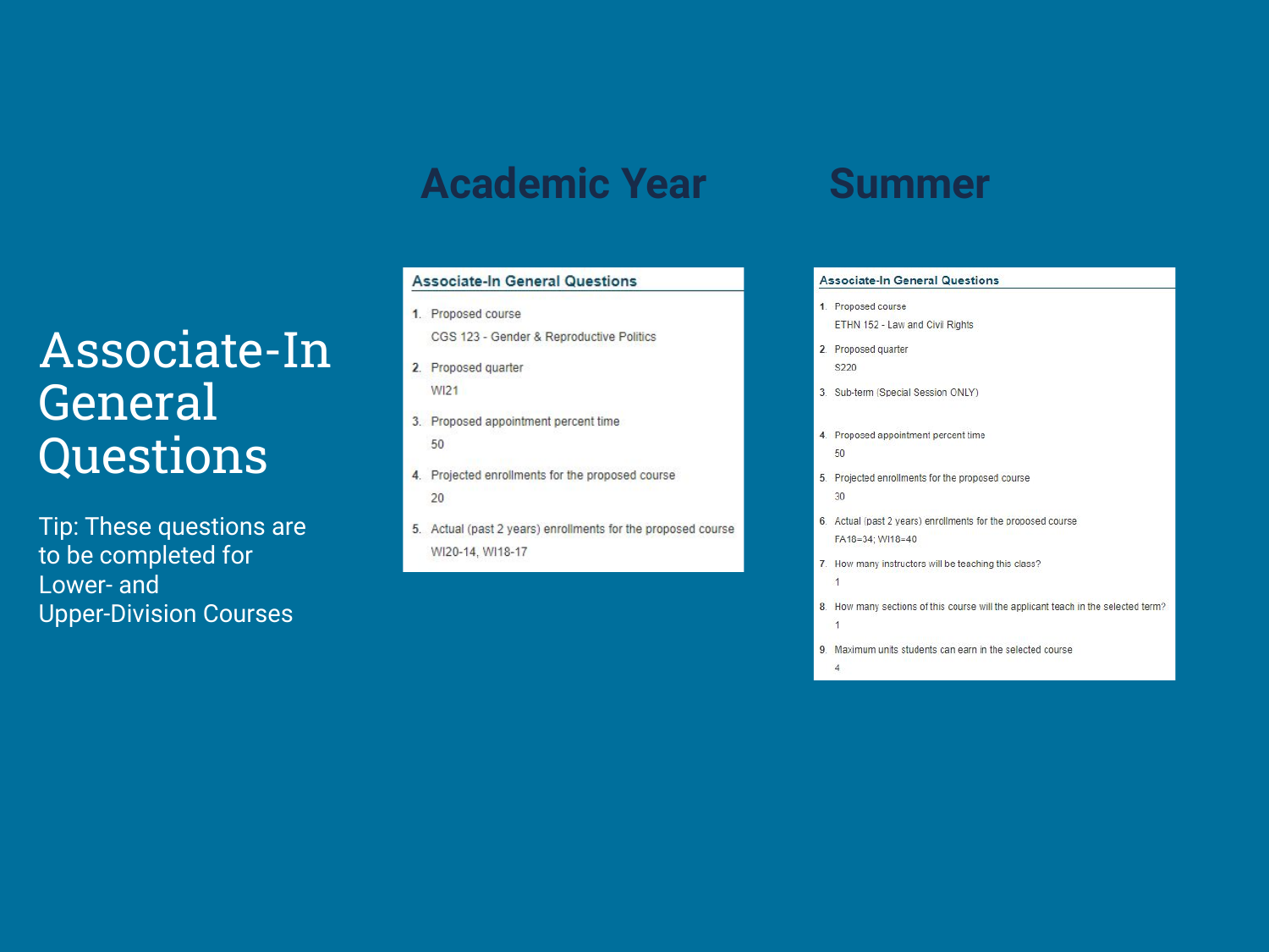# Associate-In General Questions

Tip: These questions are to be completed for Lower- and Upper-Division Courses

## Academic Year

### Associate-In General Questions

1. Proposed course
   CGS 123 - Gender & Reproductive Politics
2. Proposed quarter
   WI21
3. Proposed appointment percent time
   50
4. Projected enrollments for the proposed course
   20
5. Actual (past 2 years) enrollments for the proposed course
   WI20-14, WI18-17

## Summer

### Associate-In General Questions

1. Proposed course
   ETHN 152 - Law and Civil Rights
2. Proposed quarter
   S220
3. Sub-term (Special Session ONLY)
4. Proposed appointment percent time
   50
5. Projected enrollments for the proposed course
   30
6. Actual (past 2 years) enrollments for the proposed course
   FA18=34; WI18=40
7. How many instructors will be teaching this class?
   1
8. How many sections of this course will the applicant teach in the selected term?
   1
9. Maximum units students can earn in the selected course
   4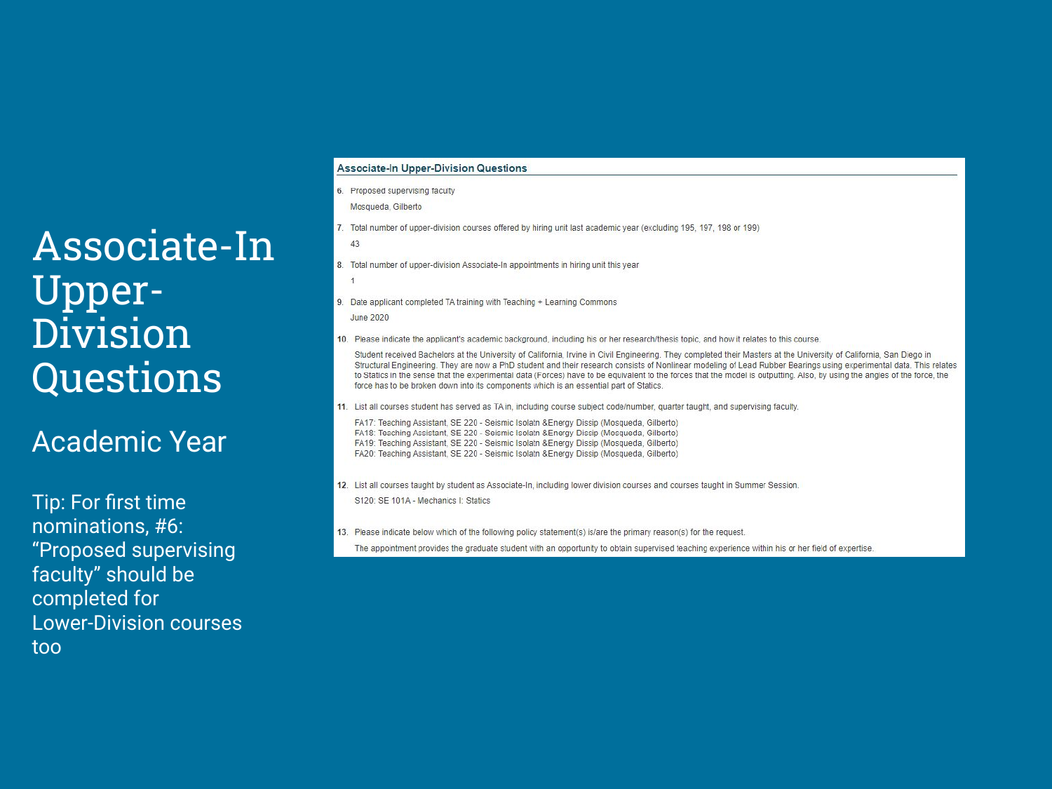# Associate-In Upper-Division Questions

## Academic Year

Tip: For first time nominations, #6: "Proposed supervising faculty" should be completed for Lower-Division courses too

### Associate-In Upper-Division Questions

6. Proposed supervising faculty

   Mosqueda, Gilberto

7. Total number of upper-division courses offered by hiring unit last academic year (excluding 195, 197, 198 or 199)

   43

8. Total number of upper-division Associate-In appointments in hiring unit this year

   1

9. Date applicant completed TA training with Teaching + Learning Commons

   June 2020

10. Please indicate the applicant's academic background, including his or her research/thesis topic, and how it relates to this course.

    Student received Bachelors at the University of California, Irvine in Civil Engineering. They completed their Masters at the University of California, San Diego in Structural Engineering. They are now a PhD student and their research consists of Nonlinear modeling of Lead Rubber Bearings using experimental data. This relates to Statics in the sense that the experimental data (Forces) have to be equivalent to the forces that the model is outputting. Also, by using the angles of the force, the force has to be broken down into its components which is an essential part of Statics.

11. List all courses student has served as TA in, including course subject code/number, quarter taught, and supervising faculty.

    FA17: Teaching Assistant, SE 220 - Seismic Isolatn &Energy Dissip (Mosqueda, Gilberto)
    FA18: Teaching Assistant, SE 220 - Seismic Isolatn &Energy Dissip (Mosqueda, Gilberto)
    FA19: Teaching Assistant, SE 220 - Seismic Isolatn &Energy Dissip (Mosqueda, Gilberto)
    FA20: Teaching Assistant, SE 220 - Seismic Isolatn &Energy Dissip (Mosqueda, Gilberto)

12. List all courses taught by student as Associate-In, including lower division courses and courses taught in Summer Session.

    S120: SE 101A - Mechanics I: Statics

13. Please indicate below which of the following policy statement(s) is/are the primary reason(s) for the request.

    The appointment provides the graduate student with an opportunity to obtain supervised teaching experience within his or her field of expertise.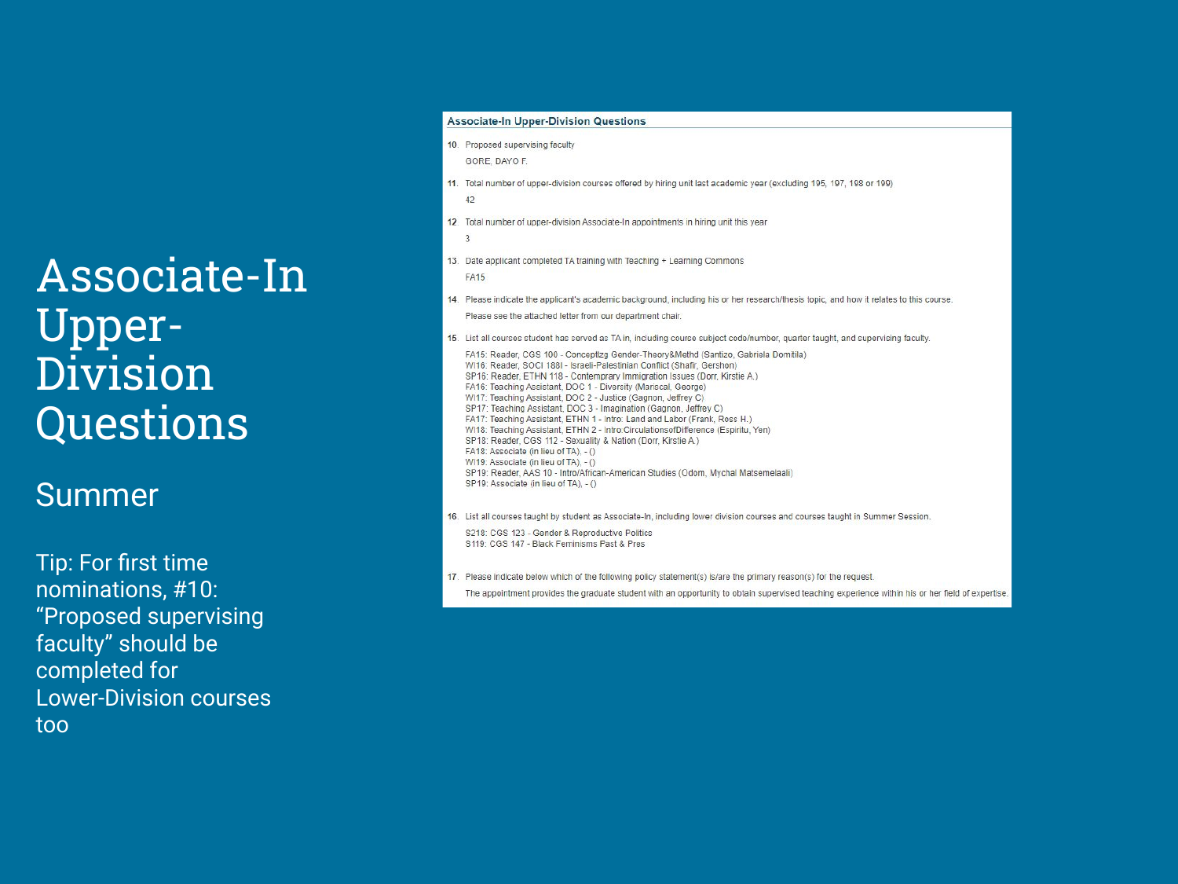# Associate-In Upper-Division Questions

## Summer

Tip: For first time nominations, #10: "Proposed supervising faculty" should be completed for Lower-Division courses too

**Associate-In Upper-Division Questions**

10. Proposed supervising faculty

    GORE, DAYO F.

11. Total number of upper-division courses offered by hiring unit last academic year (excluding 195, 197, 198 or 199)

    42

12. Total number of upper-division Associate-In appointments in hiring unit this year

    3

13. Date applicant completed TA training with Teaching + Learning Commons

    FA15

14. Please indicate the applicant's academic background, including his or her research/thesis topic, and how it relates to this course.

    Please see the attached letter from our department chair.

15. List all courses student has served as TA in, including course subject code/number, quarter taught, and supervising faculty.

    FA15: Reader, CGS 100 - Conceptlzg Gender-Theory&Methd (Santizo, Gabriela Domitila)
    WI16: Reader, SOCI 188I - Israeli-Palestinian Conflict (Shafir, Gershon)
    SP16: Reader, ETHN 118 - Contemporary Immigration Issues (Dorr, Kirstie A.)
    FA16: Teaching Assistant, DOC 1 - Diversity (Mariscal, George)
    WI17: Teaching Assistant, DOC 2 - Justice (Gagnon, Jeffrey C)
    SP17: Teaching Assistant, DOC 3 - Imagination (Gagnon, Jeffrey C)
    FA17: Teaching Assistant, ETHN 1 - Intro: Land and Labor (Frank, Ross H.)
    WI18: Teaching Assistant, ETHN 2 - Intro:CirculationsofDifference (Espiritu, Yen)
    SP18: Reader, CGS 112 - Sexuality & Nation (Dorr, Kirstie A.)
    FA18: Associate (in lieu of TA), - ()
    WI19: Associate (in lieu of TA), - ()
    SP19: Reader, AAS 10 - Intro/African-American Studies (Odom, Mychal Matsemela-Ali)
    SP19: Associate (in lieu of TA), - ()

16. List all courses taught by student as Associate-In, including lower division courses and courses taught in Summer Session.

    S218: CGS 123 - Gender & Reproductive Politics
    S119: CGS 147 - Black Feminisms Past & Pres

17. Please indicate below which of the following policy statement(s) is/are the primary reason(s) for the request.

    The appointment provides the graduate student with an opportunity to obtain supervised teaching experience within his or her field of expertise.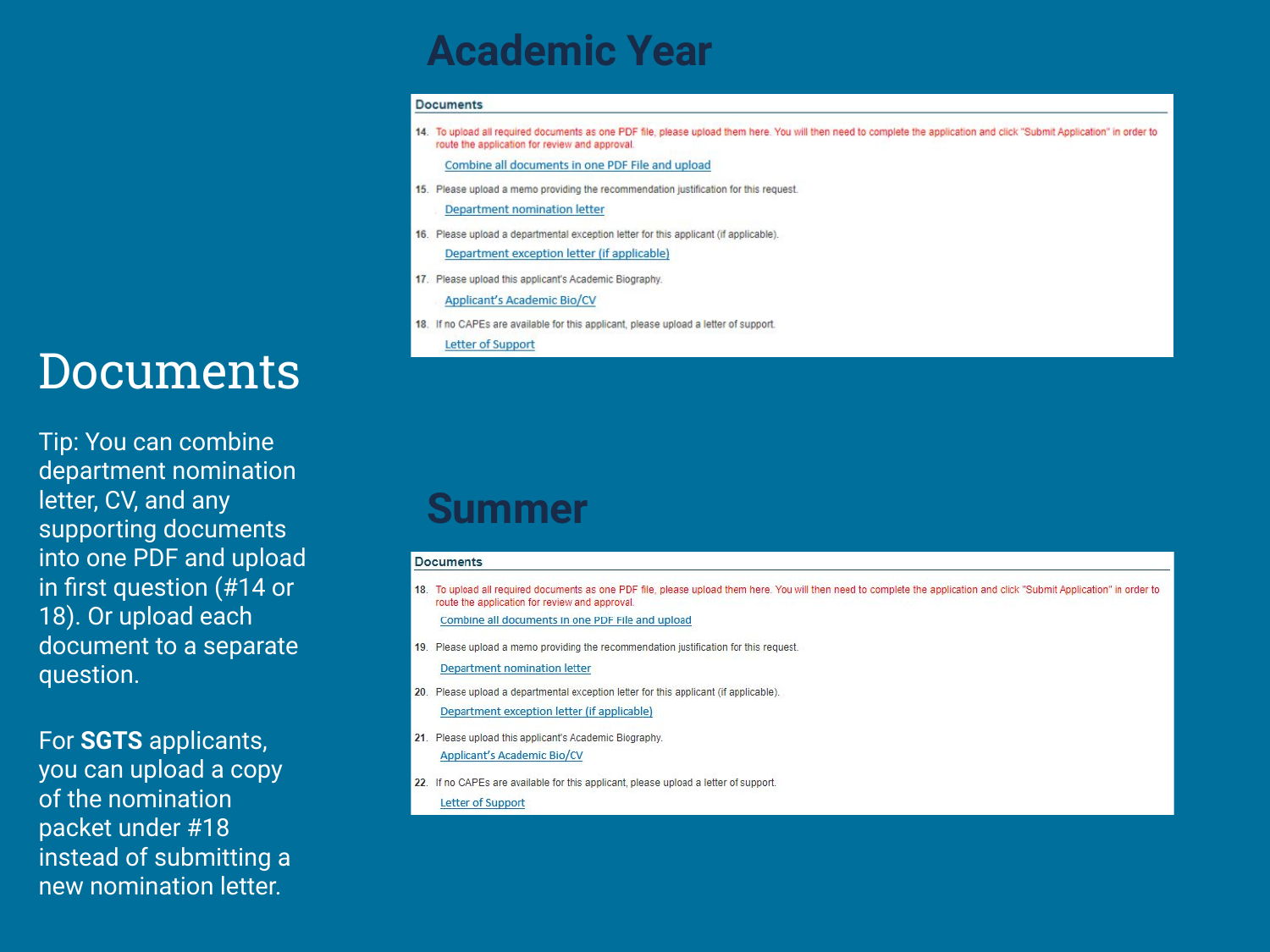# Documents

Tip: You can combine department nomination letter, CV, and any supporting documents into one PDF and upload in first question (#14 or 18). Or upload each document to a separate question.

For **SGTS** applicants, you can upload a copy of the nomination packet under #18 instead of submitting a new nomination letter.

## Academic Year

**Documents**

14. To upload all required documents as one PDF file, please upload them here. You will then need to complete the application and click "Submit Application" in order to route the application for review and approval.

    Combine all documents in one PDF File and upload

15. Please upload a memo providing the recommendation justification for this request.

    Department nomination letter

16. Please upload a departmental exception letter for this applicant (if applicable).

    Department exception letter (if applicable)

17. Please upload this applicant's Academic Biography.

    Applicant's Academic Bio/CV

18. If no CAPEs are available for this applicant, please upload a letter of support.

    Letter of Support

## Summer

**Documents**

18. To upload all required documents as one PDF file, please upload them here. You will then need to complete the application and click "Submit Application" in order to route the application for review and approval.

    Combine all documents in one PDF File and upload

19. Please upload a memo providing the recommendation justification for this request.

    Department nomination letter

20. Please upload a departmental exception letter for this applicant (if applicable).

    Department exception letter (if applicable)

21. Please upload this applicant's Academic Biography.

    Applicant's Academic Bio/CV

22. If no CAPEs are available for this applicant, please upload a letter of support.

    Letter of Support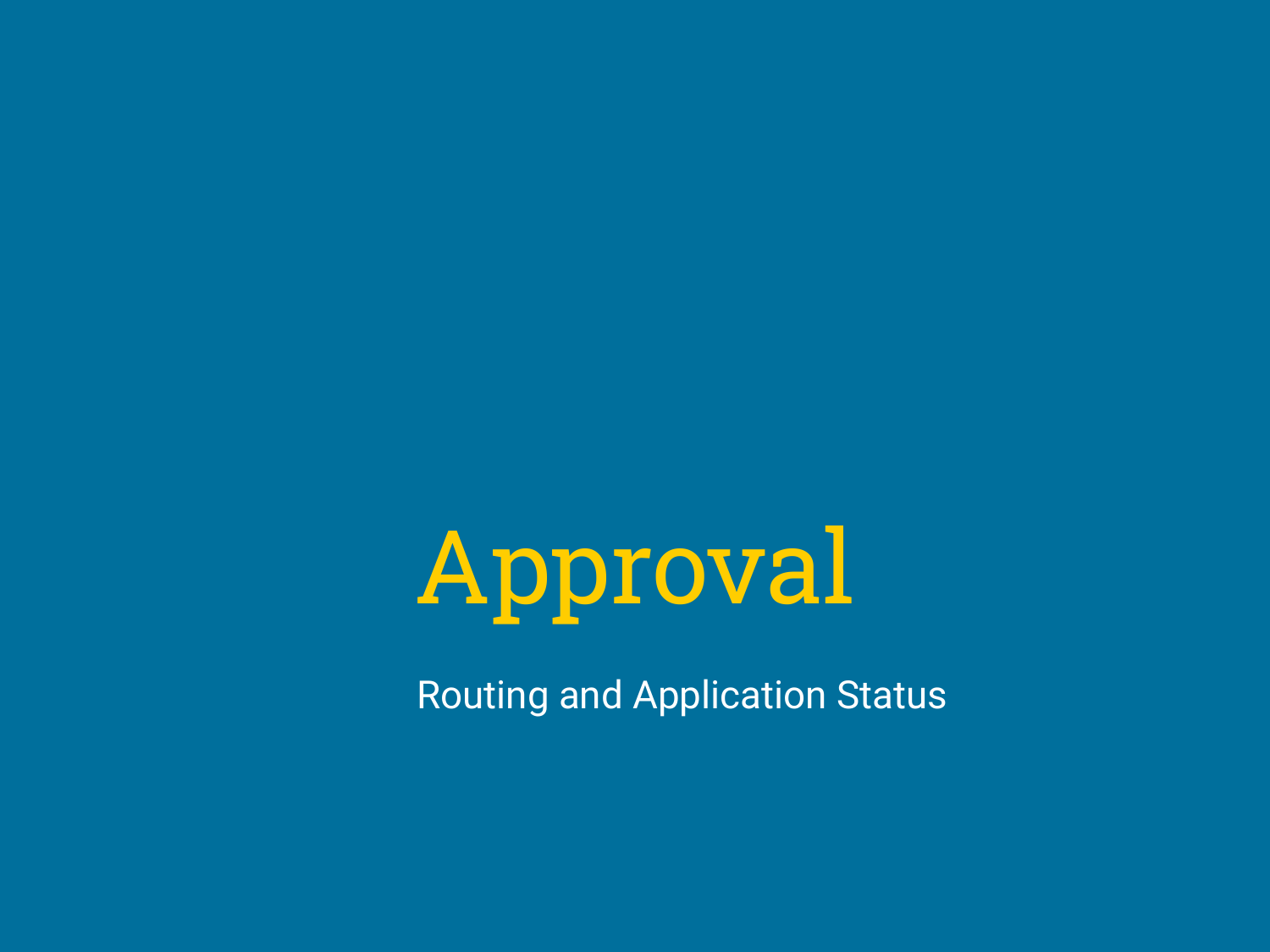# Approval

Routing and Application Status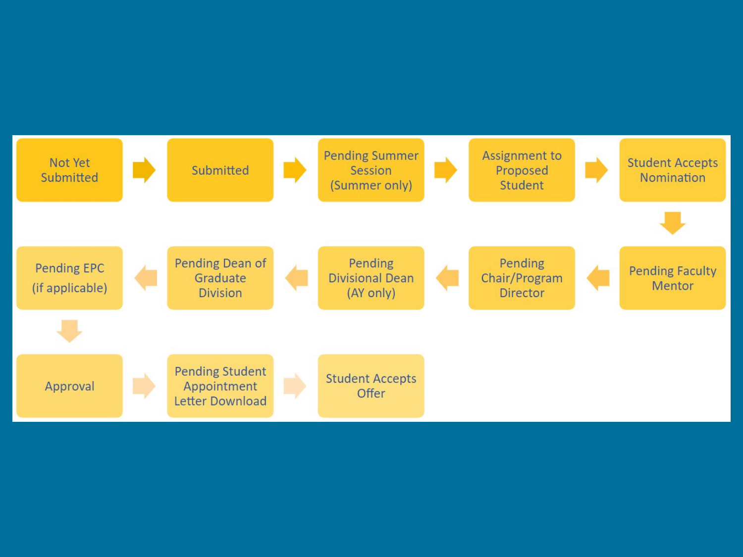1. Not Yet Submitted
2. Submitted
3. Pending Summer Session (Summer only)
4. Assignment to Proposed Student
5. Student Accepts Nomination
6. Pending Faculty Mentor
7. Pending Chair/Program Director
8. Pending Divisional Dean (AY only)
9. Pending Dean of Graduate Division
10. Pending EPC (if applicable)
11. Approval
12. Pending Student Appointment Letter Download
13. Student Accepts Offer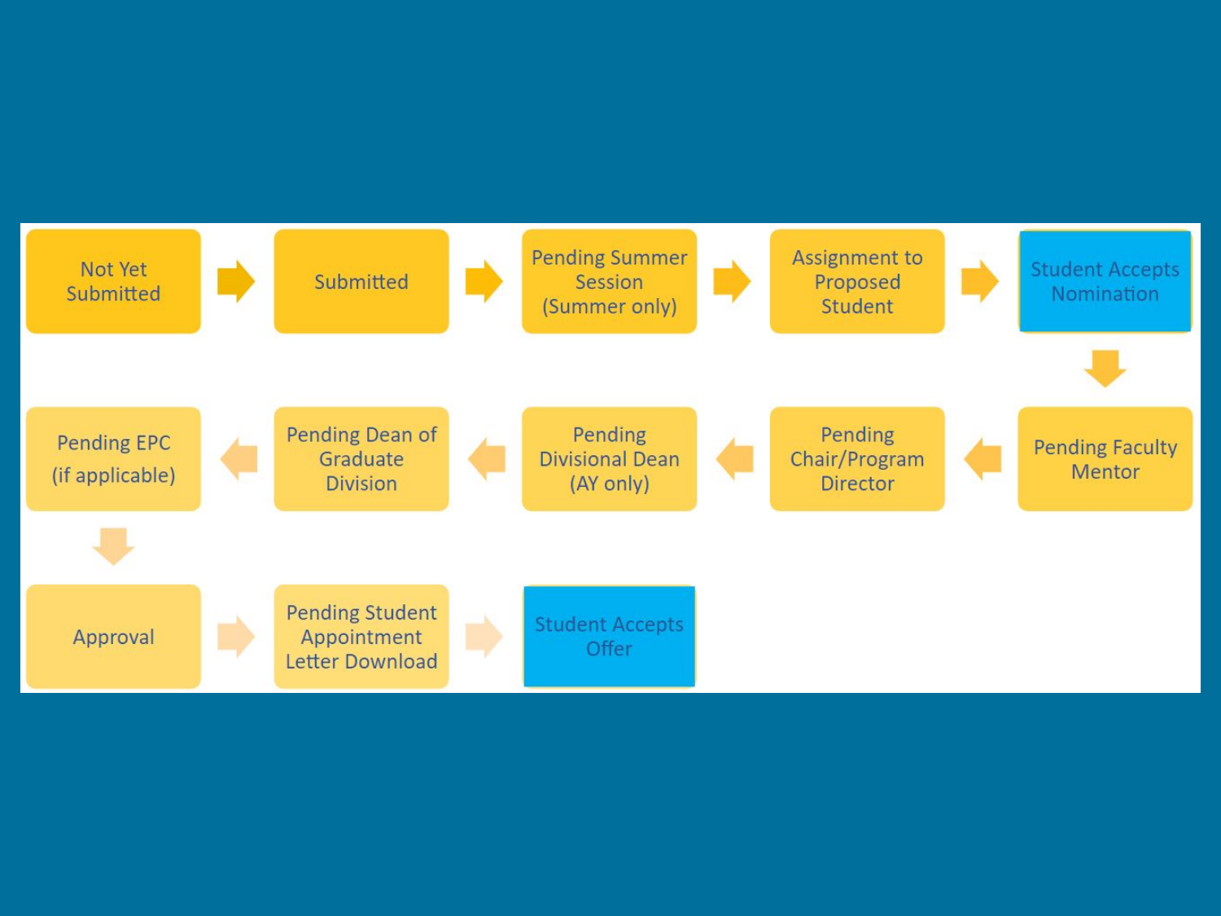Not Yet Submitted → Submitted → Pending Summer Session (Summer only) → Assignment to Proposed Student → Student Accepts Nomination → Pending Faculty Mentor → Pending Chair/Program Director → Pending Divisional Dean (AY only) → Pending Dean of Graduate Division → Pending EPC (if applicable) → Approval → Pending Student Appointment Letter Download → Student Accepts Offer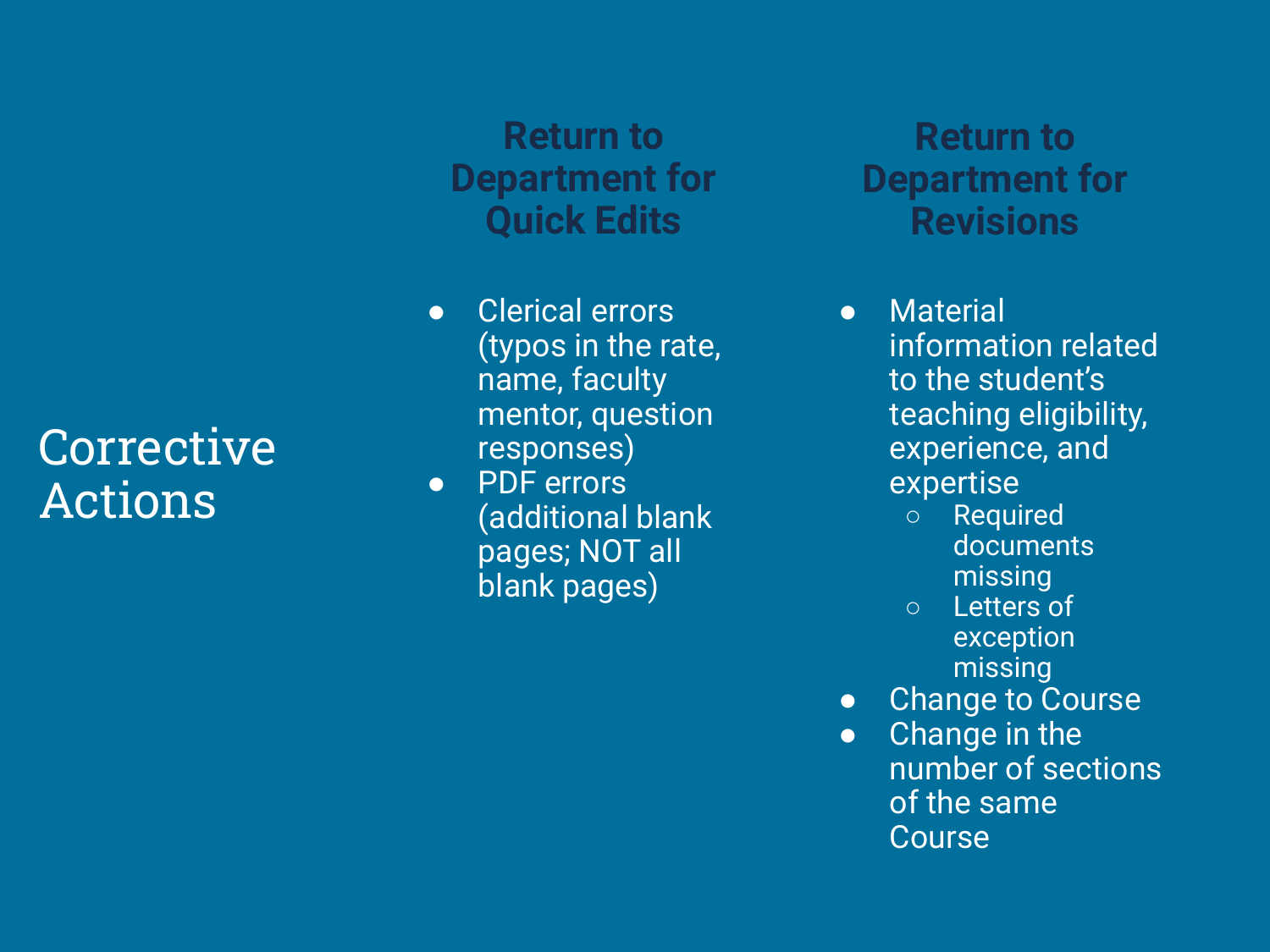# Corrective Actions

## Return to Department for Quick Edits

- Clerical errors (typos in the rate, name, faculty mentor, question responses)
- PDF errors (additional blank pages; NOT all blank pages)

## Return to Department for Revisions

- Material information related to the student's teaching eligibility, experience, and expertise
  - Required documents missing
  - Letters of exception missing
- Change to Course
- Change in the number of sections of the same Course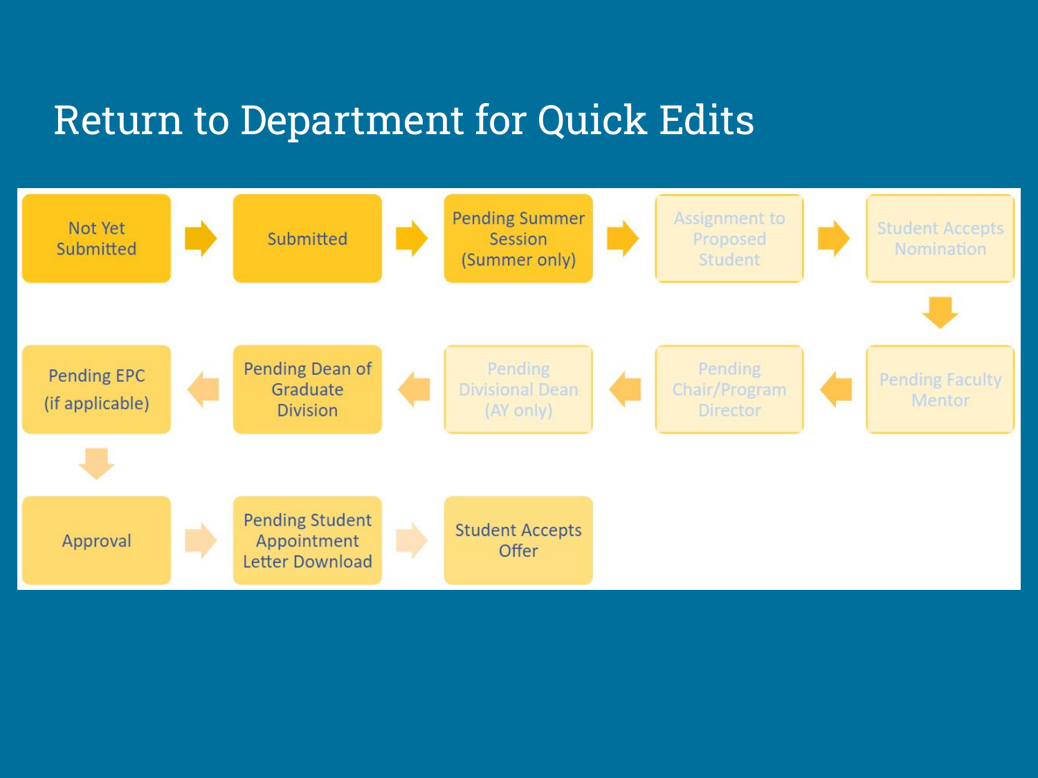# Return to Department for Quick Edits

1. Not Yet Submitted
2. Submitted
3. Pending Summer Session (Summer only)
4. Assignment to Proposed Student
5. Student Accepts Nomination
6. Pending Faculty Mentor
7. Pending Chair/Program Director
8. Pending Divisional Dean (AY only)
9. Pending Dean of Graduate Division
10. Pending EPC (if applicable)
11. Approval
12. Pending Student Appointment Letter Download
13. Student Accepts Offer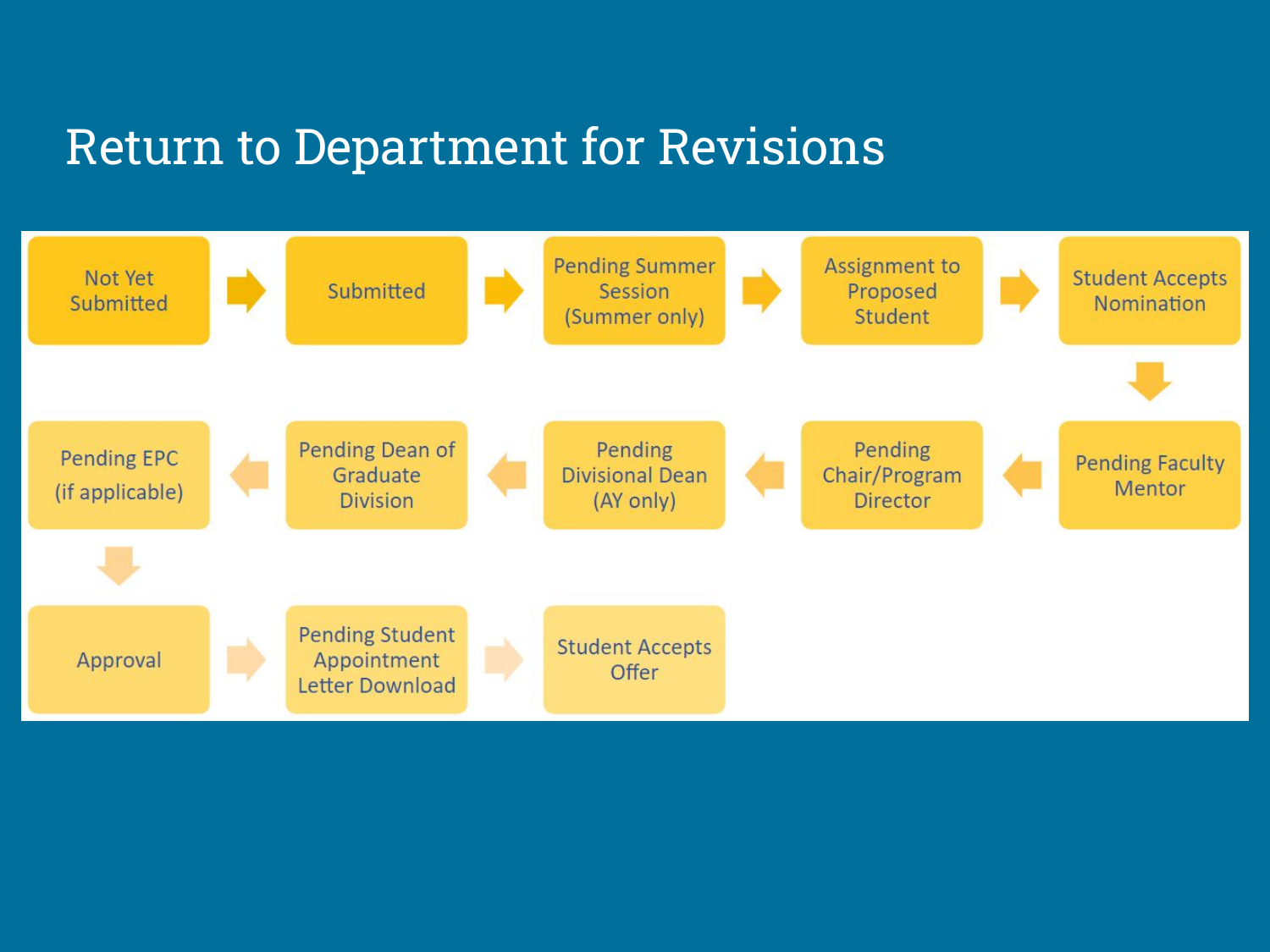# Return to Department for Revisions

1. Not Yet Submitted
2. Submitted
3. Pending Summer Session (Summer only)
4. Assignment to Proposed Student
5. Student Accepts Nomination
6. Pending Faculty Mentor
7. Pending Chair/Program Director
8. Pending Divisional Dean (AY only)
9. Pending Dean of Graduate Division
10. Pending EPC (if applicable)
11. Approval
12. Pending Student Appointment Letter Download
13. Student Accepts Offer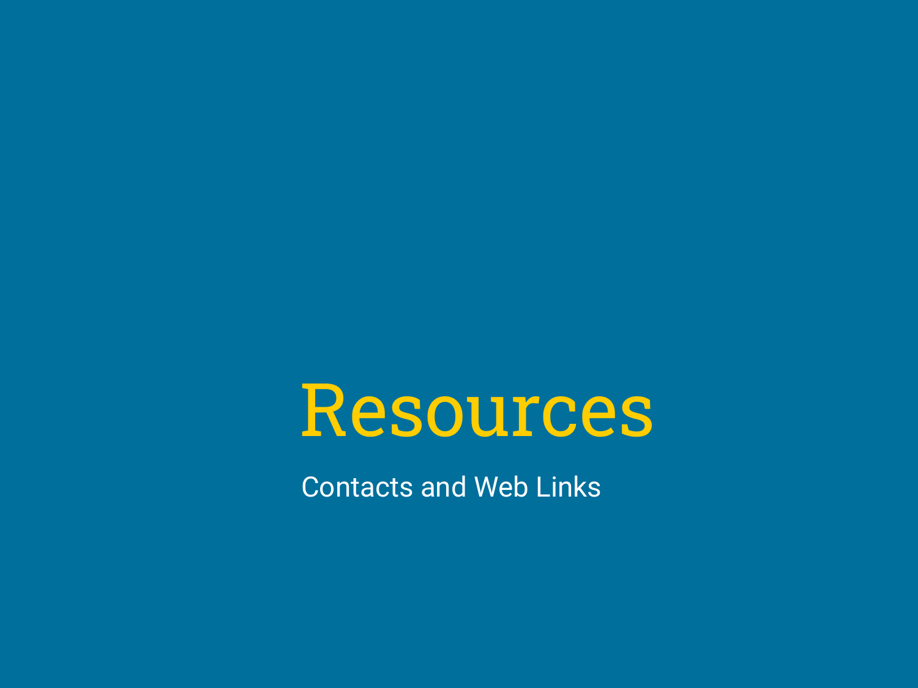# Resources

Contacts and Web Links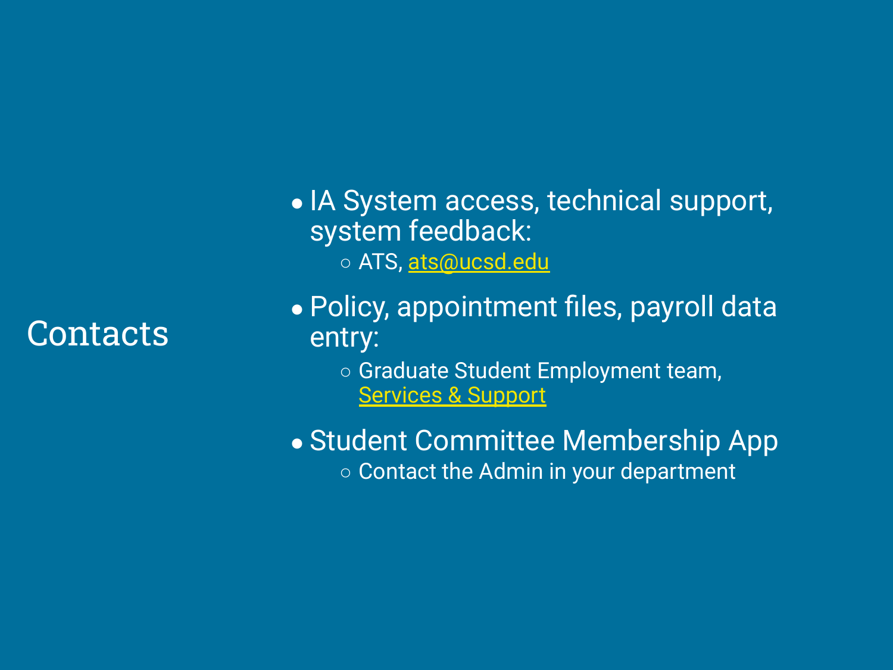# Contacts

- IA System access, technical support, system feedback:
  - ATS, ats@ucsd.edu
- Policy, appointment files, payroll data entry:
  - Graduate Student Employment team, Services & Support
- Student Committee Membership App
  - Contact the Admin in your department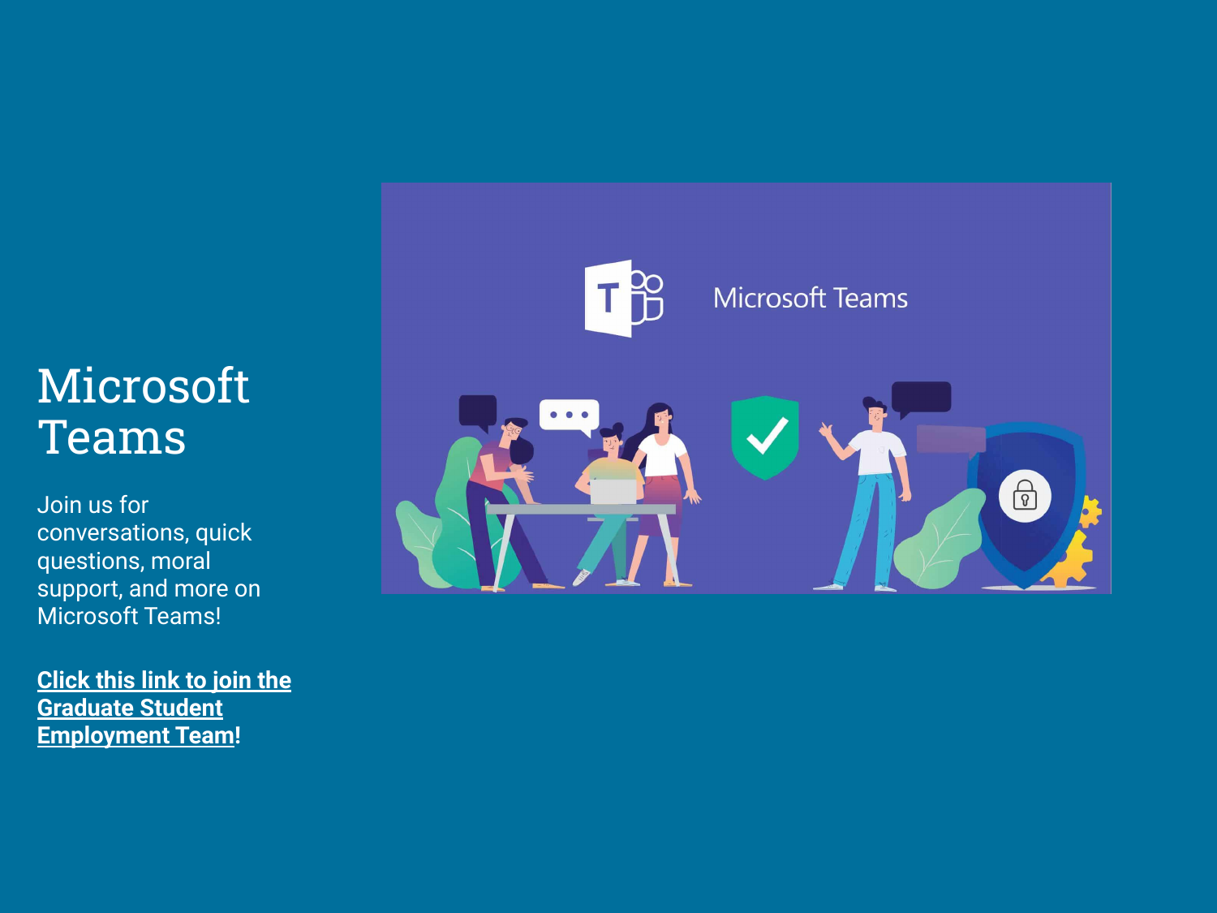# Microsoft Teams

Join us for conversations, quick questions, moral support, and more on Microsoft Teams!

**Click this link to join the Graduate Student Employment Team!**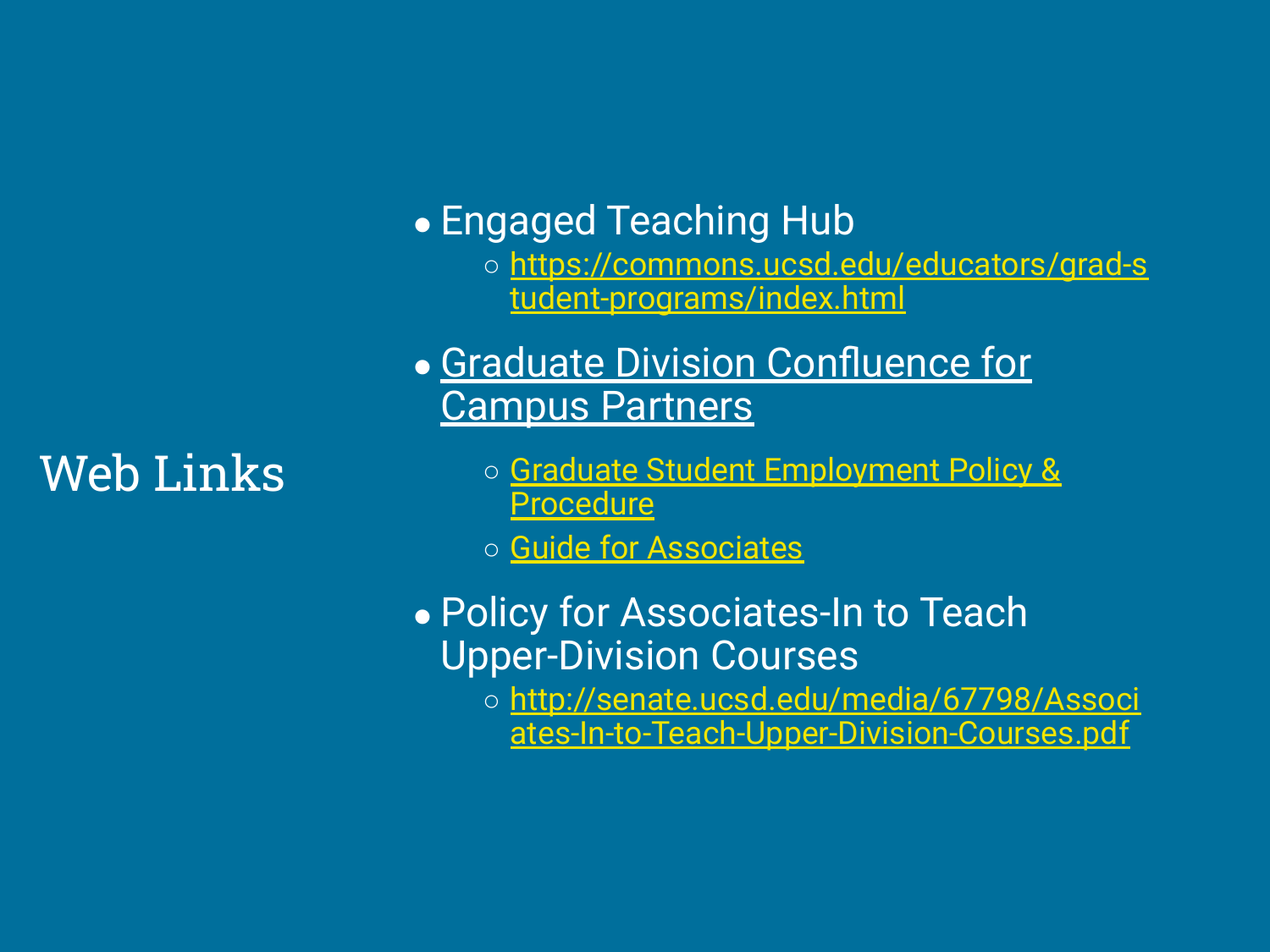# Web Links

- Engaged Teaching Hub
  - https://commons.ucsd.edu/educators/grad-student-programs/index.html
- Graduate Division Confluence for Campus Partners
  - Graduate Student Employment Policy & Procedure
  - Guide for Associates
- Policy for Associates-In to Teach Upper-Division Courses
  - http://senate.ucsd.edu/media/67798/Associates-In-to-Teach-Upper-Division-Courses.pdf